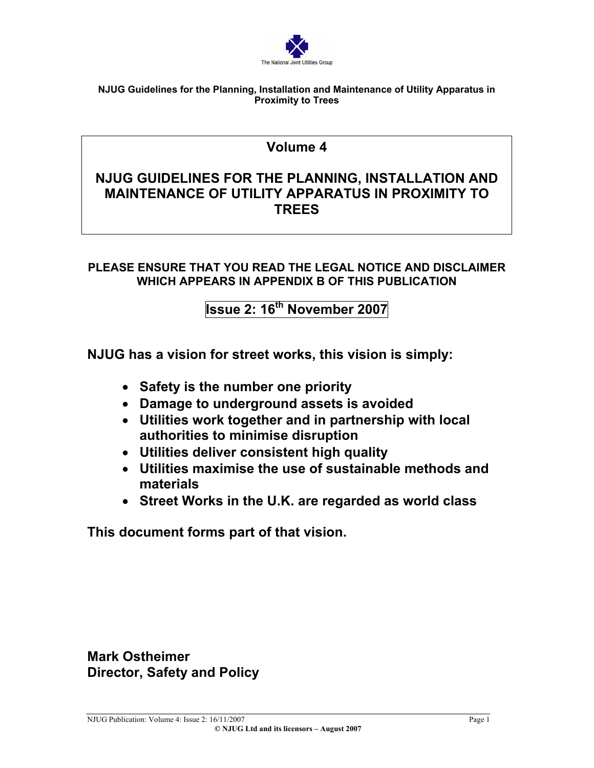The National Joint Utilities Group

**NJUG Guidelines for the Planning, Installation and Maintenance of Utility Apparatus in Proximity to Trees**

# Volume 4

# NJUG GUIDELINES FOR THE PLANNING, INSTALLATION AND MAINTENANCE OF UTILITY APPARATUS IN PROXIMITY TO TREES

**PLEASE ENSURE THAT YOU READ THE LEGAL NOTICE AND DISCLAIMER WHICH APPEARS IN APPENDIX B OF THIS PUBLICATION**

**Issue 2: 16th November 2007**

**NJUG has a vision for street works, this vision is simply:**

- **Safety is the number one priority**
- **Damage to underground assets is avoided**
- **Utilities work together and in partnership with local authorities to minimise disruption**
- **Utilities deliver consistent high quality**
- **Utilities maximise the use of sustainable methods and materials**
- **Street Works in the U.K. are regarded as world class**

**This document forms part of that vision.**

**Mark Ostheimer**
**Director, Safety and Policy**

**© NJUG Ltd and its licensors – August 2007**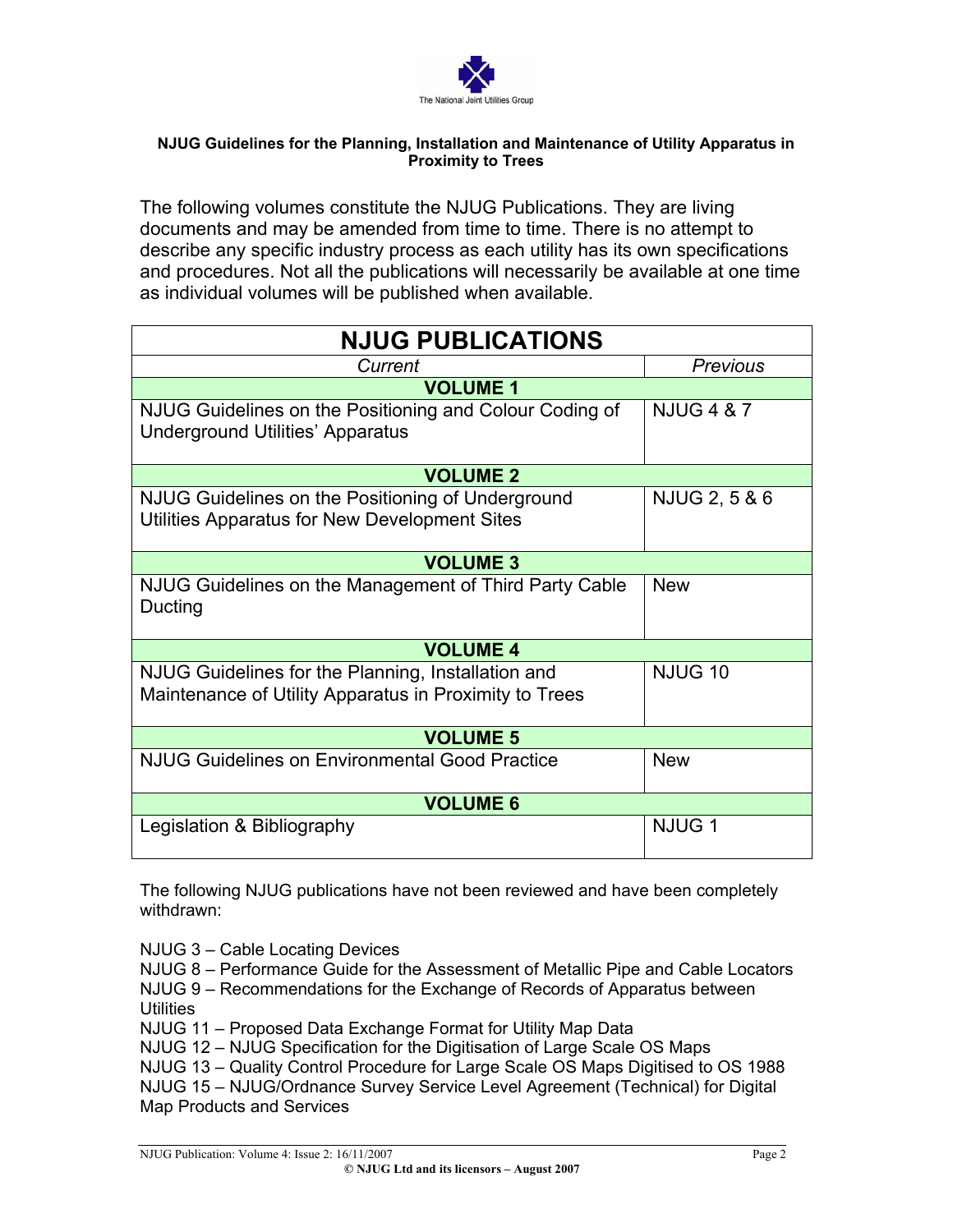The National Joint Utilities Group

**NJUG Guidelines for the Planning, Installation and Maintenance of Utility Apparatus in Proximity to Trees**

The following volumes constitute the NJUG Publications. They are living documents and may be amended from time to time. There is no attempt to describe any specific industry process as each utility has its own specifications and procedures. Not all the publications will necessarily be available at one time as individual volumes will be published when available.

| **NJUG PUBLICATIONS** | |
|---|---|
| *Current* | *Previous* |
| **VOLUME 1** | |
| NJUG Guidelines on the Positioning and Colour Coding of Underground Utilities' Apparatus | NJUG 4 & 7 |
| **VOLUME 2** | |
| NJUG Guidelines on the Positioning of Underground Utilities Apparatus for New Development Sites | NJUG 2, 5 & 6 |
| **VOLUME 3** | |
| NJUG Guidelines on the Management of Third Party Cable Ducting | New |
| **VOLUME 4** | |
| NJUG Guidelines for the Planning, Installation and Maintenance of Utility Apparatus in Proximity to Trees | NJUG 10 |
| **VOLUME 5** | |
| NJUG Guidelines on Environmental Good Practice | New |
| **VOLUME 6** | |
| Legislation & Bibliography | NJUG 1 |

The following NJUG publications have not been reviewed and have been completely withdrawn:

NJUG 3 – Cable Locating Devices
NJUG 8 – Performance Guide for the Assessment of Metallic Pipe and Cable Locators
NJUG 9 – Recommendations for the Exchange of Records of Apparatus between Utilities
NJUG 11 – Proposed Data Exchange Format for Utility Map Data
NJUG 12 – NJUG Specification for the Digitisation of Large Scale OS Maps
NJUG 13 – Quality Control Procedure for Large Scale OS Maps Digitised to OS 1988
NJUG 15 – NJUG/Ordnance Survey Service Level Agreement (Technical) for Digital Map Products and Services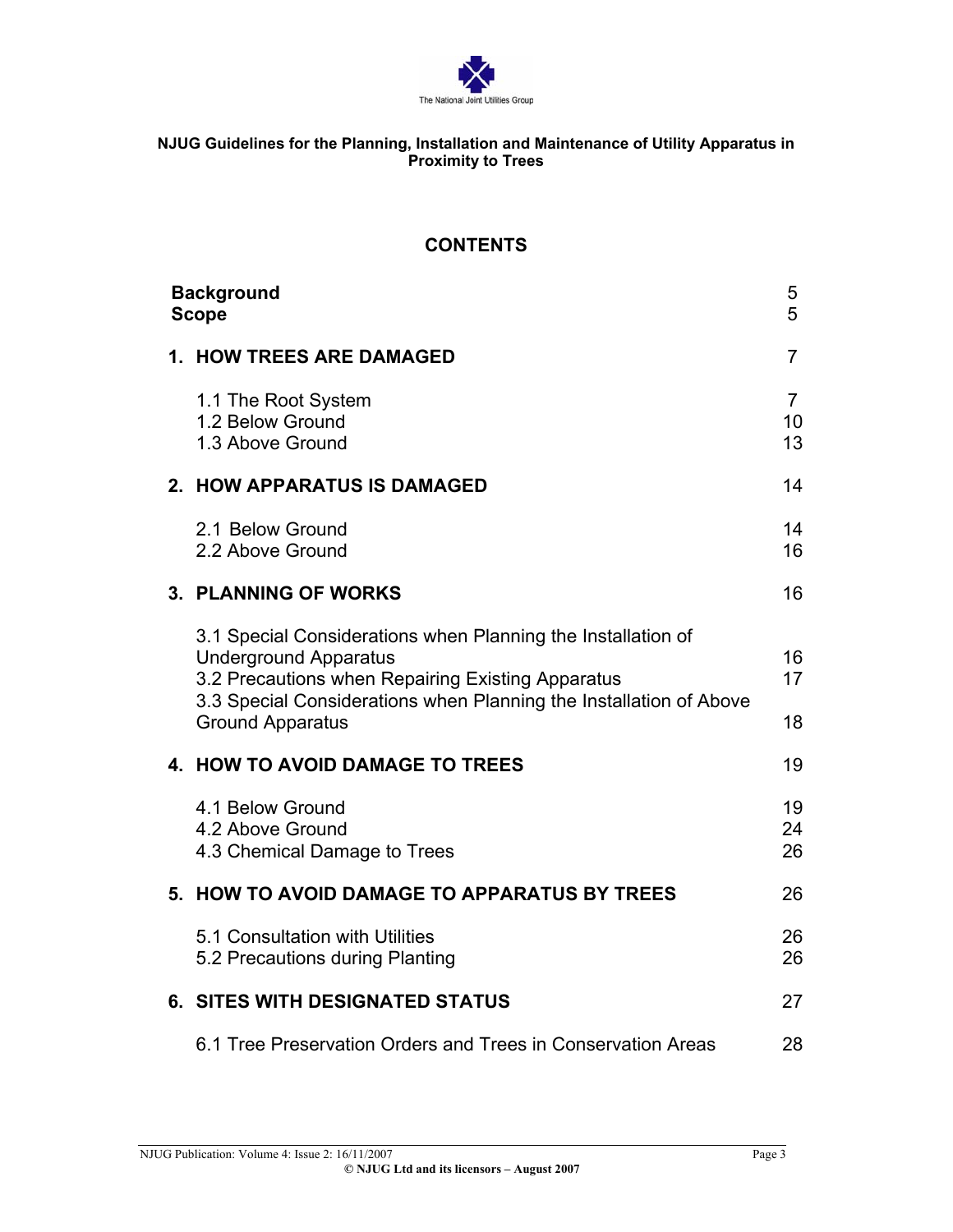The National Joint Utilities Group

**NJUG Guidelines for the Planning, Installation and Maintenance of Utility Apparatus in Proximity to Trees**

## CONTENTS

| | |
|---|---|
| **Background** | 5 |
| **Scope** | 5 |
| **1. HOW TREES ARE DAMAGED** | 7 |
| 1.1 The Root System | 7 |
| 1.2 Below Ground | 10 |
| 1.3 Above Ground | 13 |
| **2. HOW APPARATUS IS DAMAGED** | 14 |
| 2.1 Below Ground | 14 |
| 2.2 Above Ground | 16 |
| **3. PLANNING OF WORKS** | 16 |
| 3.1 Special Considerations when Planning the Installation of Underground Apparatus | 16 |
| 3.2 Precautions when Repairing Existing Apparatus | 17 |
| 3.3 Special Considerations when Planning the Installation of Above Ground Apparatus | 18 |
| **4. HOW TO AVOID DAMAGE TO TREES** | 19 |
| 4.1 Below Ground | 19 |
| 4.2 Above Ground | 24 |
| 4.3 Chemical Damage to Trees | 26 |
| **5. HOW TO AVOID DAMAGE TO APPARATUS BY TREES** | 26 |
| 5.1 Consultation with Utilities | 26 |
| 5.2 Precautions during Planting | 26 |
| **6. SITES WITH DESIGNATED STATUS** | 27 |
| 6.1 Tree Preservation Orders and Trees in Conservation Areas | 28 |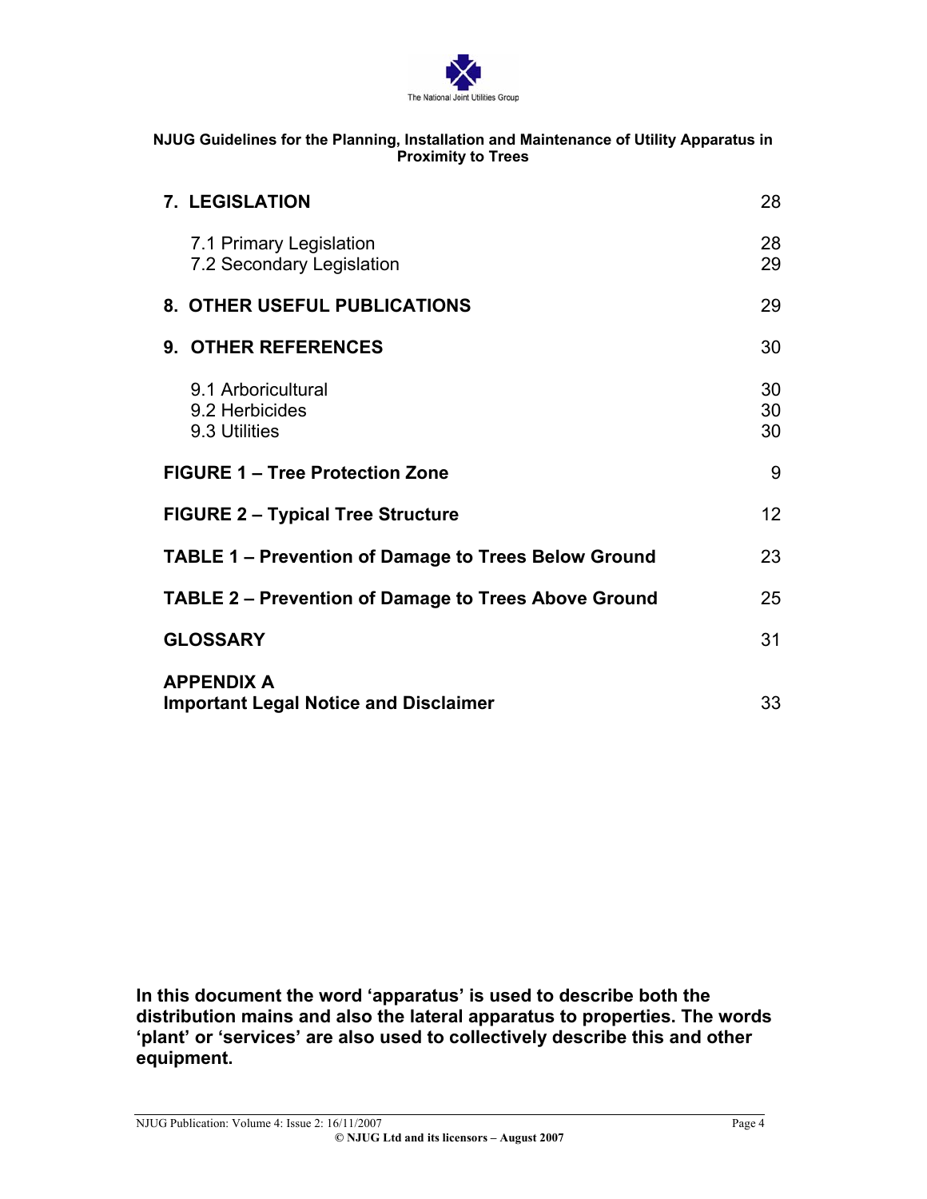| | |
|---|---|
| **7. LEGISLATION** | 28 |
| 7.1 Primary Legislation | 28 |
| 7.2 Secondary Legislation | 29 |
| **8. OTHER USEFUL PUBLICATIONS** | 29 |
| **9. OTHER REFERENCES** | 30 |
| 9.1 Arboricultural | 30 |
| 9.2 Herbicides | 30 |
| 9.3 Utilities | 30 |
| **FIGURE 1 – Tree Protection Zone** | 9 |
| **FIGURE 2 – Typical Tree Structure** | 12 |
| **TABLE 1 – Prevention of Damage to Trees Below Ground** | 23 |
| **TABLE 2 – Prevention of Damage to Trees Above Ground** | 25 |
| **GLOSSARY** | 31 |
| **APPENDIX A Important Legal Notice and Disclaimer** | 33 |

**In this document the word 'apparatus' is used to describe both the distribution mains and also the lateral apparatus to properties. The words 'plant' or 'services' are also used to collectively describe this and other equipment.**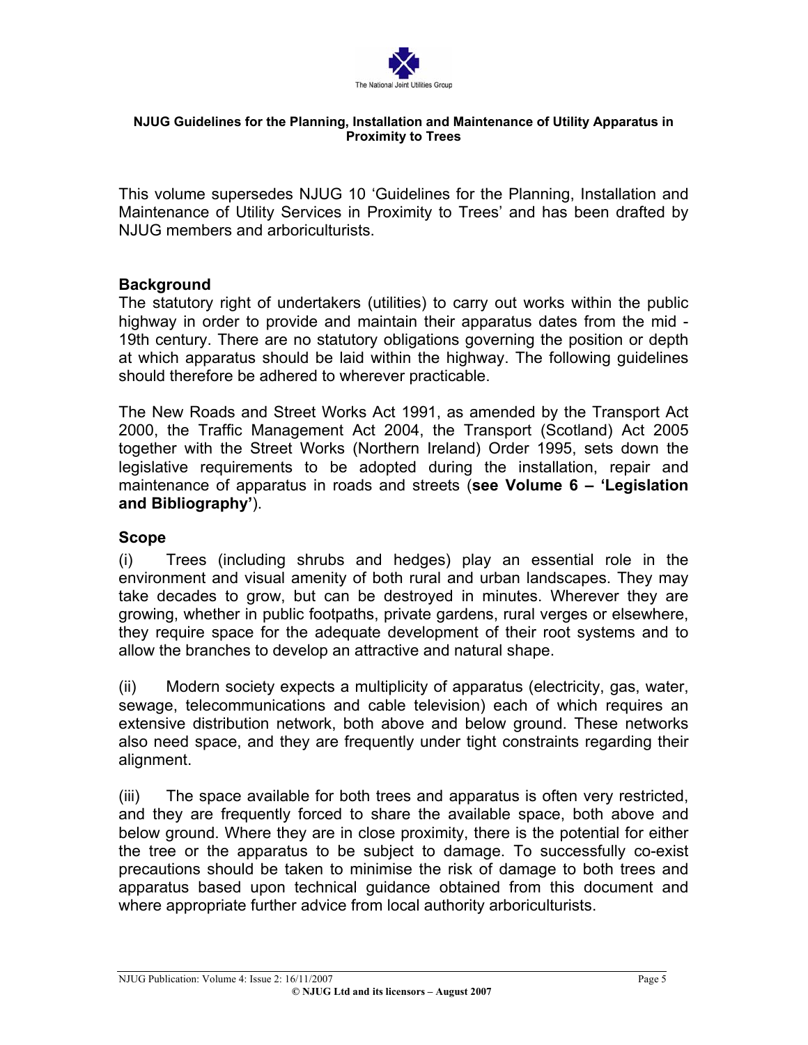The National Joint Utilities Group

**NJUG Guidelines for the Planning, Installation and Maintenance of Utility Apparatus in Proximity to Trees**

This volume supersedes NJUG 10 'Guidelines for the Planning, Installation and Maintenance of Utility Services in Proximity to Trees' and has been drafted by NJUG members and arboriculturists.

## Background

The statutory right of undertakers (utilities) to carry out works within the public highway in order to provide and maintain their apparatus dates from the mid - 19th century. There are no statutory obligations governing the position or depth at which apparatus should be laid within the highway. The following guidelines should therefore be adhered to wherever practicable.

The New Roads and Street Works Act 1991, as amended by the Transport Act 2000, the Traffic Management Act 2004, the Transport (Scotland) Act 2005 together with the Street Works (Northern Ireland) Order 1995, sets down the legislative requirements to be adopted during the installation, repair and maintenance of apparatus in roads and streets (**see Volume 6 – 'Legislation and Bibliography'**).

## Scope

(i) Trees (including shrubs and hedges) play an essential role in the environment and visual amenity of both rural and urban landscapes. They may take decades to grow, but can be destroyed in minutes. Wherever they are growing, whether in public footpaths, private gardens, rural verges or elsewhere, they require space for the adequate development of their root systems and to allow the branches to develop an attractive and natural shape.

(ii) Modern society expects a multiplicity of apparatus (electricity, gas, water, sewage, telecommunications and cable television) each of which requires an extensive distribution network, both above and below ground. These networks also need space, and they are frequently under tight constraints regarding their alignment.

(iii) The space available for both trees and apparatus is often very restricted, and they are frequently forced to share the available space, both above and below ground. Where they are in close proximity, there is the potential for either the tree or the apparatus to be subject to damage. To successfully co-exist precautions should be taken to minimise the risk of damage to both trees and apparatus based upon technical guidance obtained from this document and where appropriate further advice from local authority arboriculturists.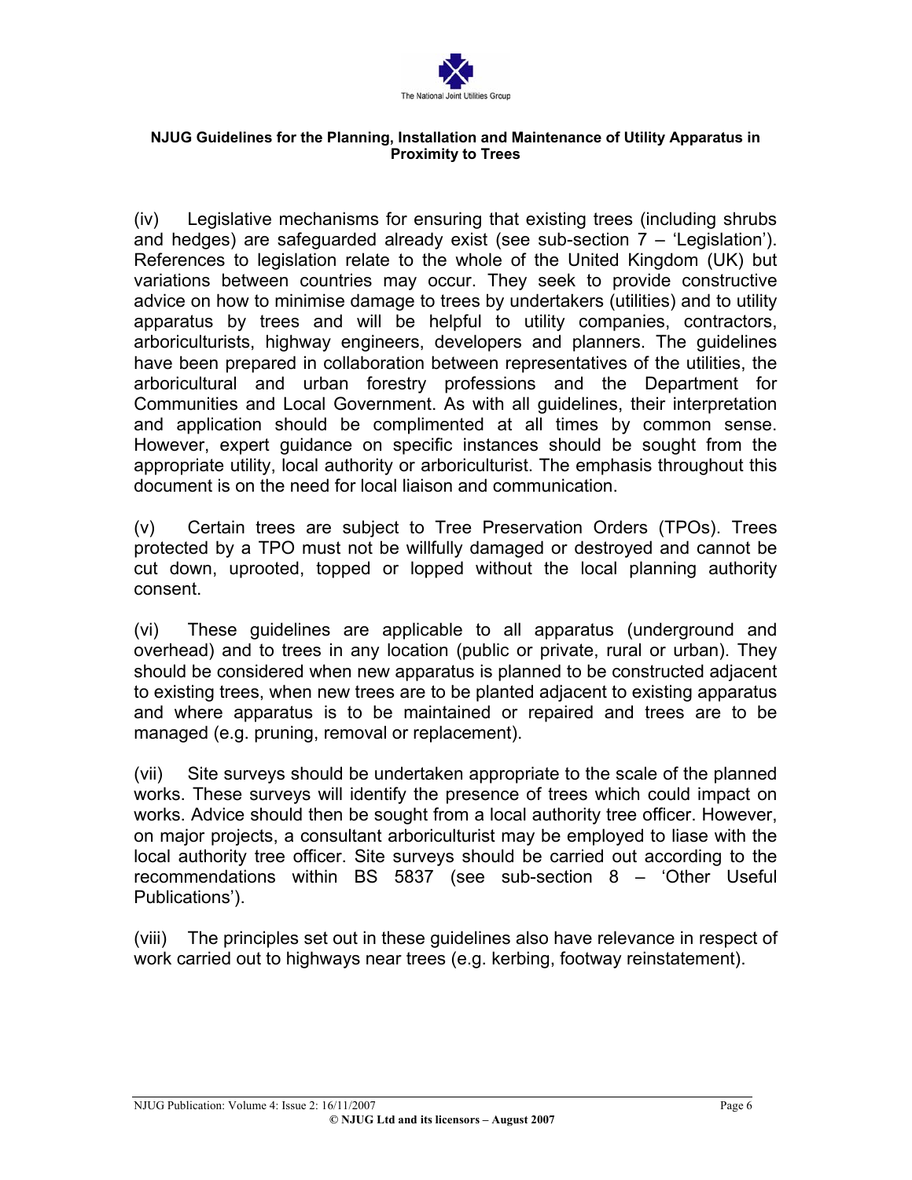(iv) Legislative mechanisms for ensuring that existing trees (including shrubs and hedges) are safeguarded already exist (see sub-section 7 – 'Legislation'). References to legislation relate to the whole of the United Kingdom (UK) but variations between countries may occur. They seek to provide constructive advice on how to minimise damage to trees by undertakers (utilities) and to utility apparatus by trees and will be helpful to utility companies, contractors, arboriculturists, highway engineers, developers and planners. The guidelines have been prepared in collaboration between representatives of the utilities, the arboricultural and urban forestry professions and the Department for Communities and Local Government. As with all guidelines, their interpretation and application should be complimented at all times by common sense. However, expert guidance on specific instances should be sought from the appropriate utility, local authority or arboriculturist. The emphasis throughout this document is on the need for local liaison and communication.

(v) Certain trees are subject to Tree Preservation Orders (TPOs). Trees protected by a TPO must not be willfully damaged or destroyed and cannot be cut down, uprooted, topped or lopped without the local planning authority consent.

(vi) These guidelines are applicable to all apparatus (underground and overhead) and to trees in any location (public or private, rural or urban). They should be considered when new apparatus is planned to be constructed adjacent to existing trees, when new trees are to be planted adjacent to existing apparatus and where apparatus is to be maintained or repaired and trees are to be managed (e.g. pruning, removal or replacement).

(vii) Site surveys should be undertaken appropriate to the scale of the planned works. These surveys will identify the presence of trees which could impact on works. Advice should then be sought from a local authority tree officer. However, on major projects, a consultant arboriculturist may be employed to liase with the local authority tree officer. Site surveys should be carried out according to the recommendations within BS 5837 (see sub-section 8 – 'Other Useful Publications').

(viii) The principles set out in these guidelines also have relevance in respect of work carried out to highways near trees (e.g. kerbing, footway reinstatement).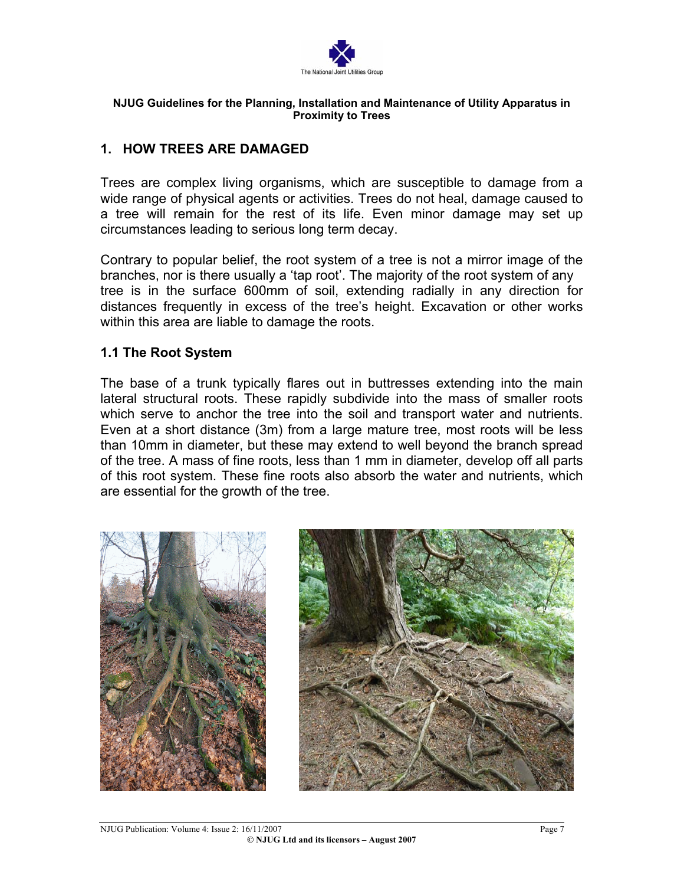## 1. HOW TREES ARE DAMAGED

Trees are complex living organisms, which are susceptible to damage from a wide range of physical agents or activities. Trees do not heal, damage caused to a tree will remain for the rest of its life. Even minor damage may set up circumstances leading to serious long term decay.

Contrary to popular belief, the root system of a tree is not a mirror image of the branches, nor is there usually a 'tap root'. The majority of the root system of any tree is in the surface 600mm of soil, extending radially in any direction for distances frequently in excess of the tree's height. Excavation or other works within this area are liable to damage the roots.

### 1.1 The Root System

The base of a trunk typically flares out in buttresses extending into the main lateral structural roots. These rapidly subdivide into the mass of smaller roots which serve to anchor the tree into the soil and transport water and nutrients. Even at a short distance (3m) from a large mature tree, most roots will be less than 10mm in diameter, but these may extend to well beyond the branch spread of the tree. A mass of fine roots, less than 1 mm in diameter, develop off all parts of this root system. These fine roots also absorb the water and nutrients, which are essential for the growth of the tree.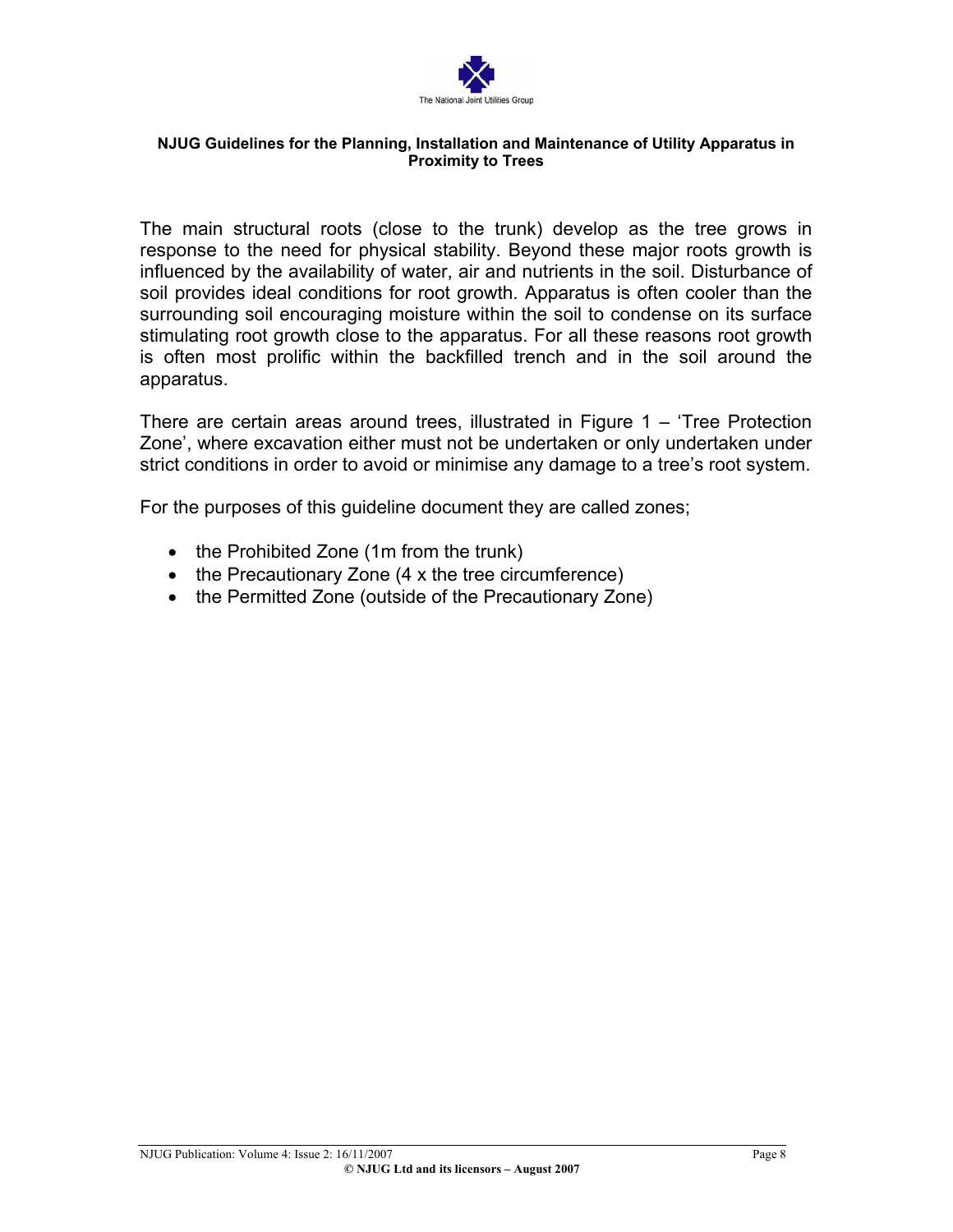The main structural roots (close to the trunk) develop as the tree grows in response to the need for physical stability. Beyond these major roots growth is influenced by the availability of water, air and nutrients in the soil. Disturbance of soil provides ideal conditions for root growth. Apparatus is often cooler than the surrounding soil encouraging moisture within the soil to condense on its surface stimulating root growth close to the apparatus. For all these reasons root growth is often most prolific within the backfilled trench and in the soil around the apparatus.

There are certain areas around trees, illustrated in Figure 1 – 'Tree Protection Zone', where excavation either must not be undertaken or only undertaken under strict conditions in order to avoid or minimise any damage to a tree's root system.

For the purposes of this guideline document they are called zones;

- the Prohibited Zone (1m from the trunk)
- the Precautionary Zone (4 x the tree circumference)
- the Permitted Zone (outside of the Precautionary Zone)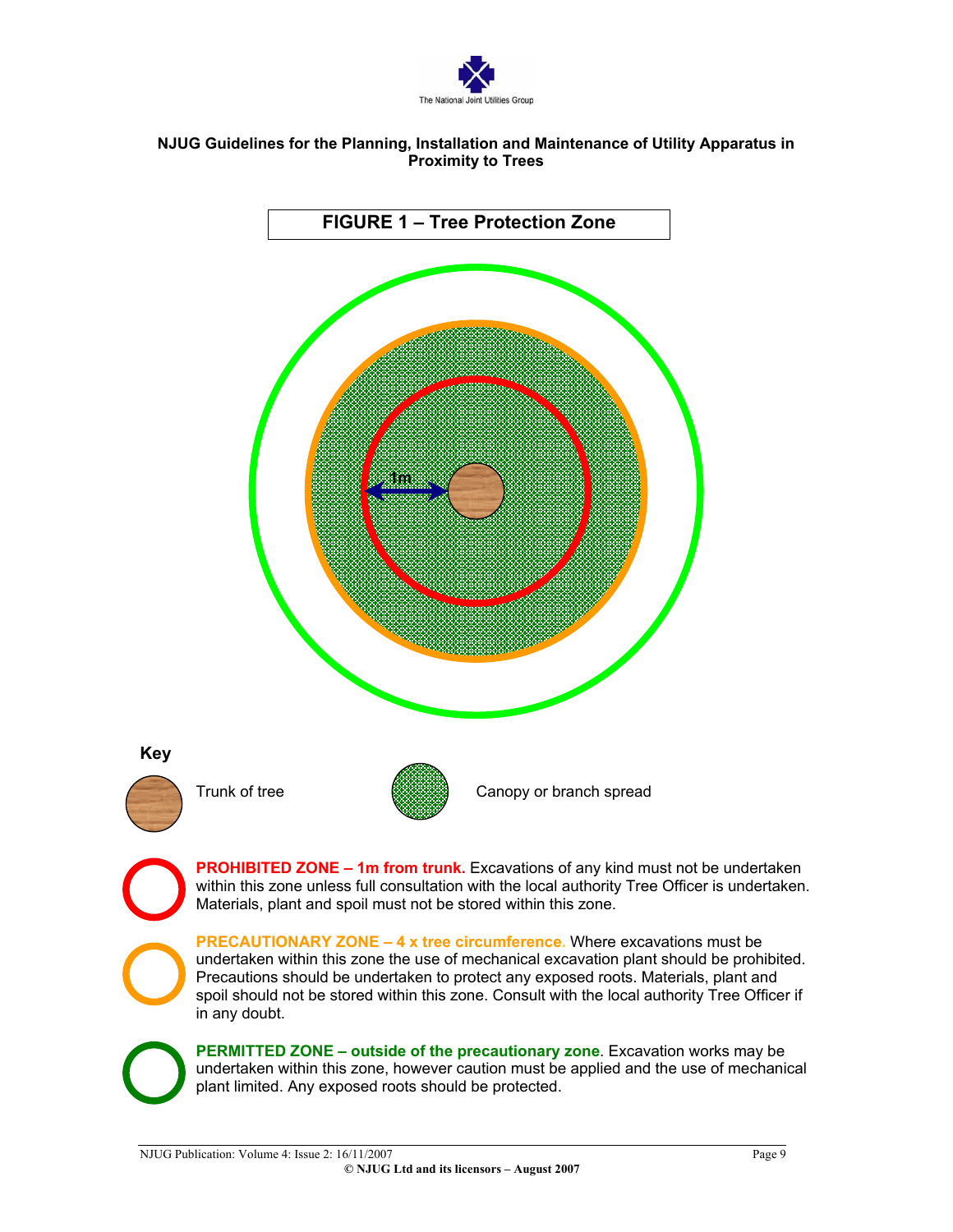## FIGURE 1 – Tree Protection Zone

1m

**Key**

Trunk of tree

Canopy or branch spread

**PROHIBITED ZONE – 1m from trunk.** Excavations of any kind must not be undertaken within this zone unless full consultation with the local authority Tree Officer is undertaken. Materials, plant and spoil must not be stored within this zone.

**PRECAUTIONARY ZONE – 4 x tree circumference.** Where excavations must be undertaken within this zone the use of mechanical excavation plant should be prohibited. Precautions should be undertaken to protect any exposed roots. Materials, plant and spoil should not be stored within this zone. Consult with the local authority Tree Officer if in any doubt.

**PERMITTED ZONE – outside of the precautionary zone**. Excavation works may be undertaken within this zone, however caution must be applied and the use of mechanical plant limited. Any exposed roots should be protected.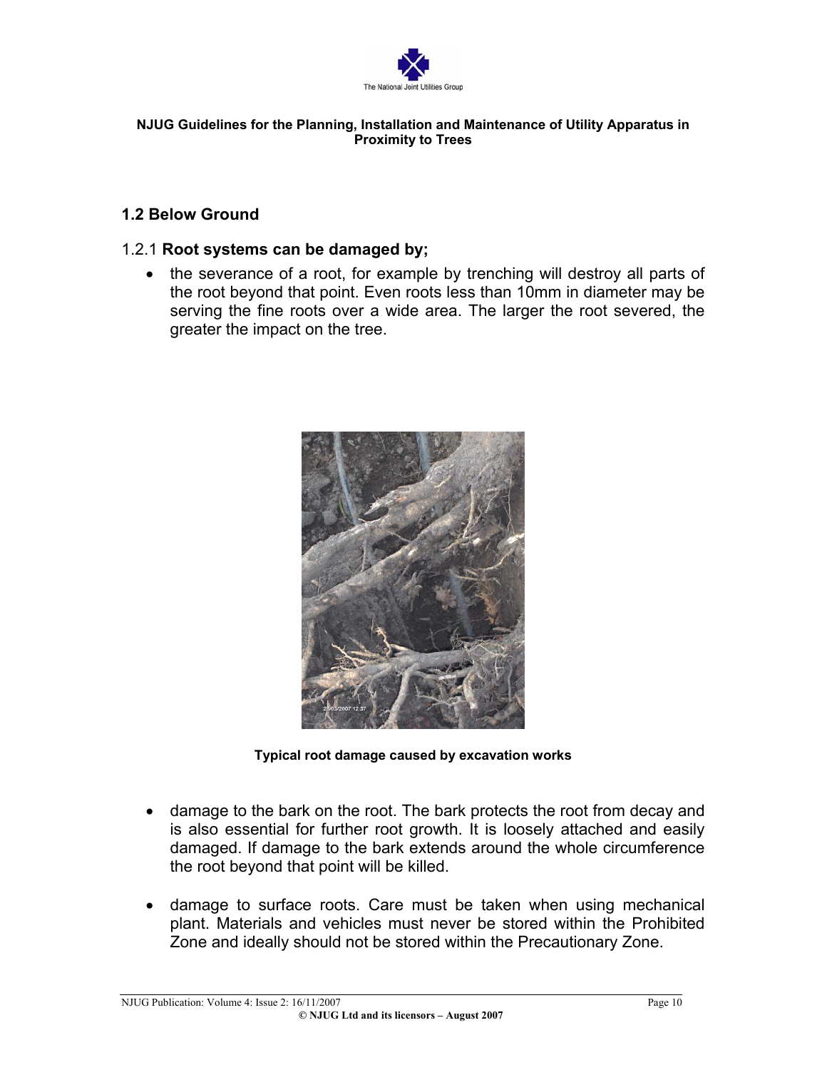## 1.2 Below Ground

### 1.2.1 **Root systems can be damaged by;**

- the severance of a root, for example by trenching will destroy all parts of the root beyond that point. Even roots less than 10mm in diameter may be serving the fine roots over a wide area. The larger the root severed, the greater the impact on the tree.

**Typical root damage caused by excavation works**

- damage to the bark on the root. The bark protects the root from decay and is also essential for further root growth. It is loosely attached and easily damaged. If damage to the bark extends around the whole circumference the root beyond that point will be killed.

- damage to surface roots. Care must be taken when using mechanical plant. Materials and vehicles must never be stored within the Prohibited Zone and ideally should not be stored within the Precautionary Zone.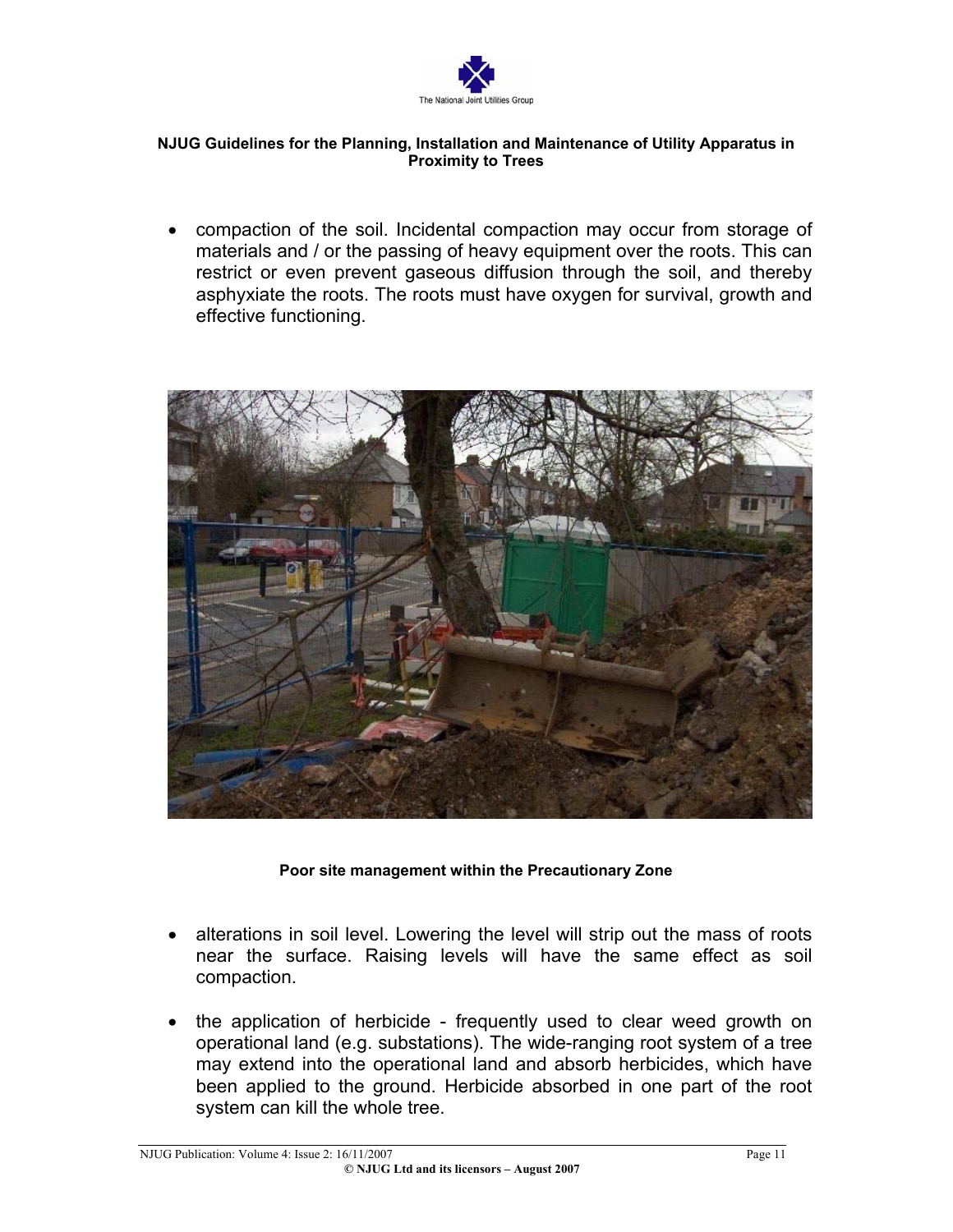- compaction of the soil. Incidental compaction may occur from storage of materials and / or the passing of heavy equipment over the roots. This can restrict or even prevent gaseous diffusion through the soil, and thereby asphyxiate the roots. The roots must have oxygen for survival, growth and effective functioning.

**Poor site management within the Precautionary Zone**

- alterations in soil level. Lowering the level will strip out the mass of roots near the surface. Raising levels will have the same effect as soil compaction.

- the application of herbicide - frequently used to clear weed growth on operational land (e.g. substations). The wide-ranging root system of a tree may extend into the operational land and absorb herbicides, which have been applied to the ground. Herbicide absorbed in one part of the root system can kill the whole tree.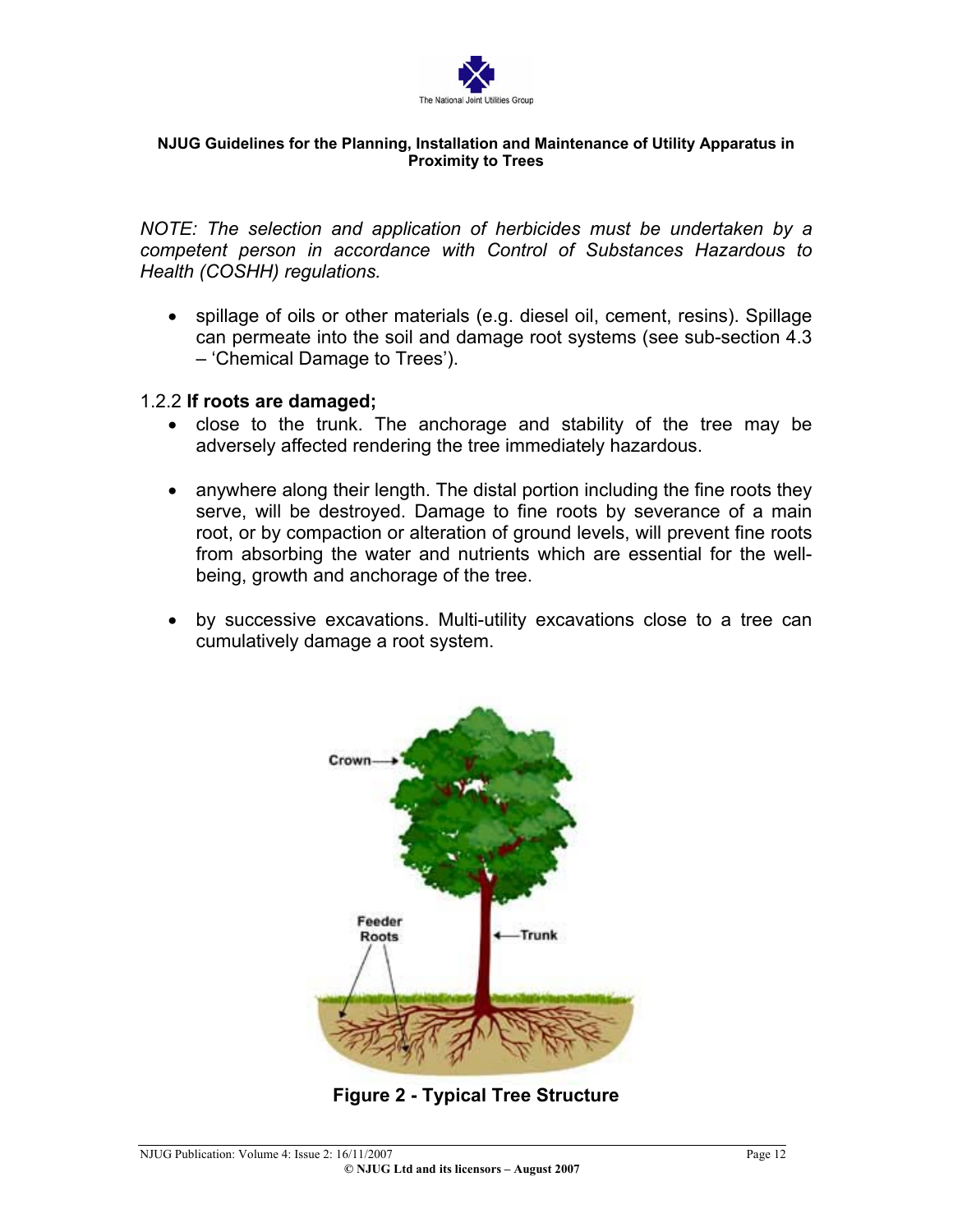*NOTE: The selection and application of herbicides must be undertaken by a competent person in accordance with Control of Substances Hazardous to Health (COSHH) regulations.*

- spillage of oils or other materials (e.g. diesel oil, cement, resins). Spillage can permeate into the soil and damage root systems (see sub-section 4.3 – 'Chemical Damage to Trees').

### 1.2.2 **If roots are damaged;**

- close to the trunk. The anchorage and stability of the tree may be adversely affected rendering the tree immediately hazardous.

- anywhere along their length. The distal portion including the fine roots they serve, will be destroyed. Damage to fine roots by severance of a main root, or by compaction or alteration of ground levels, will prevent fine roots from absorbing the water and nutrients which are essential for the well-being, growth and anchorage of the tree.

- by successive excavations. Multi-utility excavations close to a tree can cumulatively damage a root system.

**Figure 2 - Typical Tree Structure**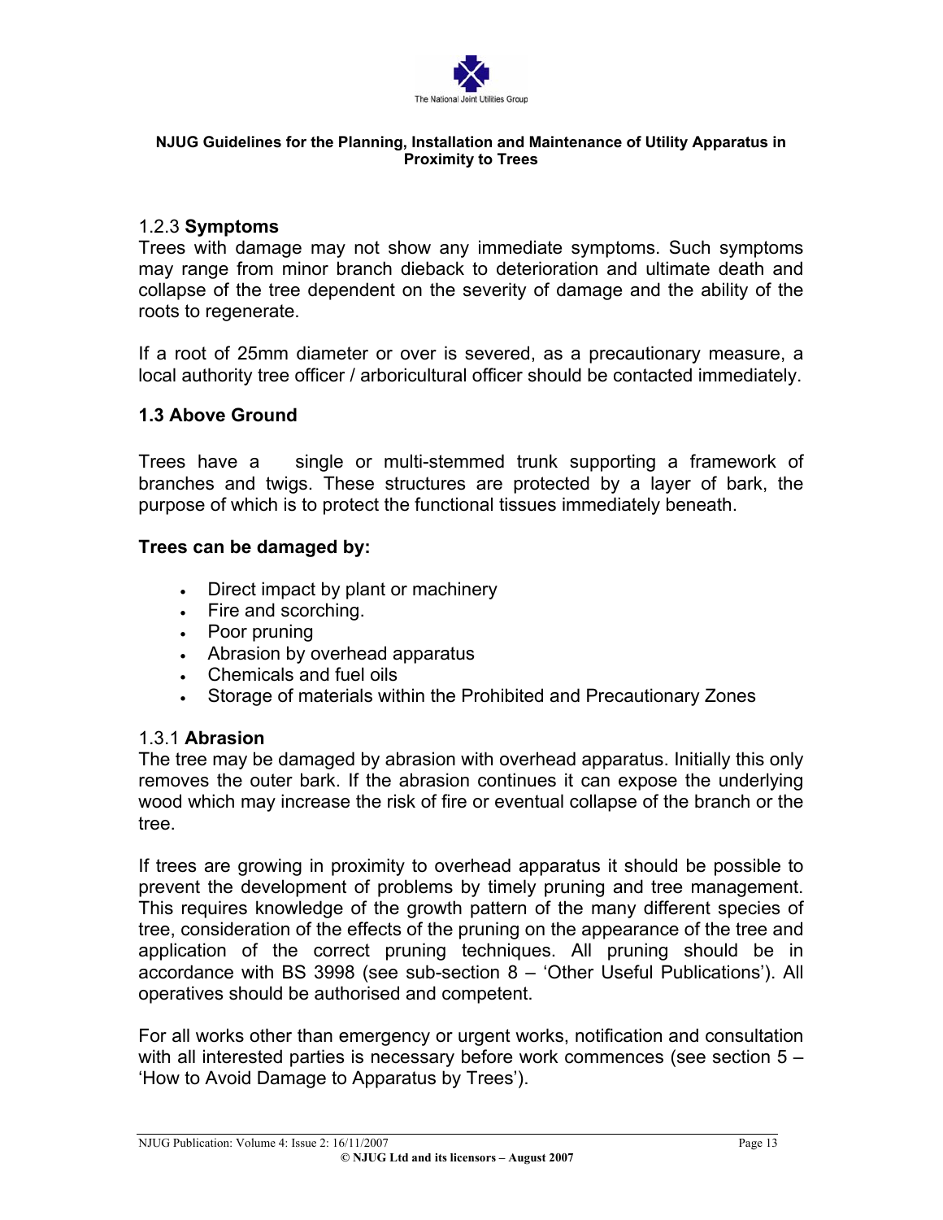### 1.2.3 **Symptoms**

Trees with damage may not show any immediate symptoms. Such symptoms may range from minor branch dieback to deterioration and ultimate death and collapse of the tree dependent on the severity of damage and the ability of the roots to regenerate.

If a root of 25mm diameter or over is severed, as a precautionary measure, a local authority tree officer / arboricultural officer should be contacted immediately.

## 1.3 Above Ground

Trees have a single or multi-stemmed trunk supporting a framework of branches and twigs. These structures are protected by a layer of bark, the purpose of which is to protect the functional tissues immediately beneath.

**Trees can be damaged by:**

- Direct impact by plant or machinery
- Fire and scorching.
- Poor pruning
- Abrasion by overhead apparatus
- Chemicals and fuel oils
- Storage of materials within the Prohibited and Precautionary Zones

### 1.3.1 **Abrasion**

The tree may be damaged by abrasion with overhead apparatus. Initially this only removes the outer bark. If the abrasion continues it can expose the underlying wood which may increase the risk of fire or eventual collapse of the branch or the tree.

If trees are growing in proximity to overhead apparatus it should be possible to prevent the development of problems by timely pruning and tree management. This requires knowledge of the growth pattern of the many different species of tree, consideration of the effects of the pruning on the appearance of the tree and application of the correct pruning techniques. All pruning should be in accordance with BS 3998 (see sub-section 8 – 'Other Useful Publications'). All operatives should be authorised and competent.

For all works other than emergency or urgent works, notification and consultation with all interested parties is necessary before work commences (see section 5 – 'How to Avoid Damage to Apparatus by Trees').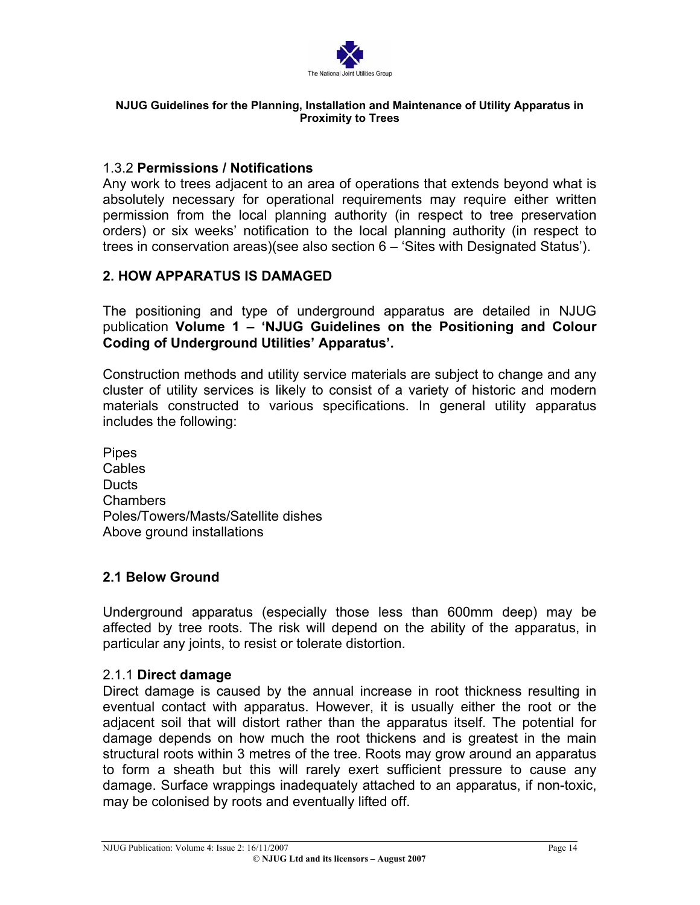### 1.3.2 **Permissions / Notifications**

Any work to trees adjacent to an area of operations that extends beyond what is absolutely necessary for operational requirements may require either written permission from the local planning authority (in respect to tree preservation orders) or six weeks' notification to the local planning authority (in respect to trees in conservation areas)(see also section 6 – 'Sites with Designated Status').

## 2. HOW APPARATUS IS DAMAGED

The positioning and type of underground apparatus are detailed in NJUG publication **Volume 1 – 'NJUG Guidelines on the Positioning and Colour Coding of Underground Utilities' Apparatus'.**

Construction methods and utility service materials are subject to change and any cluster of utility services is likely to consist of a variety of historic and modern materials constructed to various specifications. In general utility apparatus includes the following:

Pipes
Cables
Ducts
Chambers
Poles/Towers/Masts/Satellite dishes
Above ground installations

### 2.1 Below Ground

Underground apparatus (especially those less than 600mm deep) may be affected by tree roots. The risk will depend on the ability of the apparatus, in particular any joints, to resist or tolerate distortion.

#### 2.1.1 **Direct damage**

Direct damage is caused by the annual increase in root thickness resulting in eventual contact with apparatus. However, it is usually either the root or the adjacent soil that will distort rather than the apparatus itself. The potential for damage depends on how much the root thickens and is greatest in the main structural roots within 3 metres of the tree. Roots may grow around an apparatus to form a sheath but this will rarely exert sufficient pressure to cause any damage. Surface wrappings inadequately attached to an apparatus, if non-toxic, may be colonised by roots and eventually lifted off.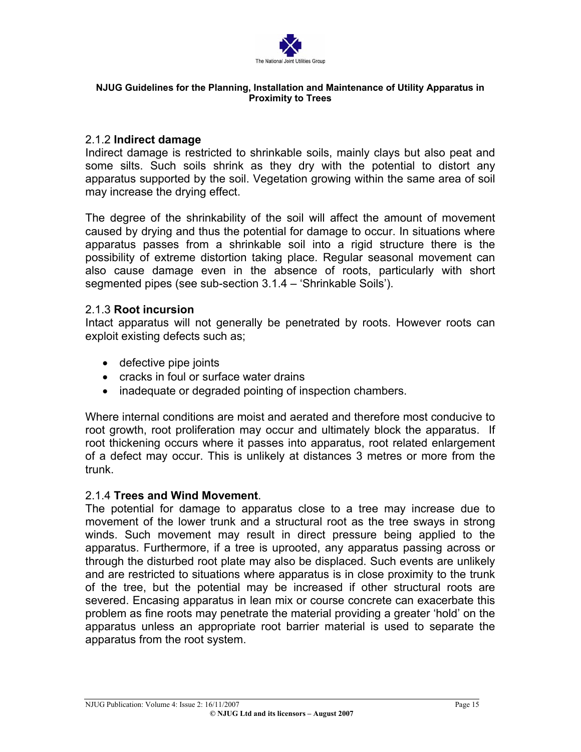### 2.1.2 **Indirect damage**

Indirect damage is restricted to shrinkable soils, mainly clays but also peat and some silts. Such soils shrink as they dry with the potential to distort any apparatus supported by the soil. Vegetation growing within the same area of soil may increase the drying effect.

The degree of the shrinkability of the soil will affect the amount of movement caused by drying and thus the potential for damage to occur. In situations where apparatus passes from a shrinkable soil into a rigid structure there is the possibility of extreme distortion taking place. Regular seasonal movement can also cause damage even in the absence of roots, particularly with short segmented pipes (see sub-section 3.1.4 – 'Shrinkable Soils').

### 2.1.3 **Root incursion**

Intact apparatus will not generally be penetrated by roots. However roots can exploit existing defects such as;

- defective pipe joints
- cracks in foul or surface water drains
- inadequate or degraded pointing of inspection chambers.

Where internal conditions are moist and aerated and therefore most conducive to root growth, root proliferation may occur and ultimately block the apparatus. If root thickening occurs where it passes into apparatus, root related enlargement of a defect may occur. This is unlikely at distances 3 metres or more from the trunk.

### 2.1.4 **Trees and Wind Movement**.

The potential for damage to apparatus close to a tree may increase due to movement of the lower trunk and a structural root as the tree sways in strong winds. Such movement may result in direct pressure being applied to the apparatus. Furthermore, if a tree is uprooted, any apparatus passing across or through the disturbed root plate may also be displaced. Such events are unlikely and are restricted to situations where apparatus is in close proximity to the trunk of the tree, but the potential may be increased if other structural roots are severed. Encasing apparatus in lean mix or course concrete can exacerbate this problem as fine roots may penetrate the material providing a greater 'hold' on the apparatus unless an appropriate root barrier material is used to separate the apparatus from the root system.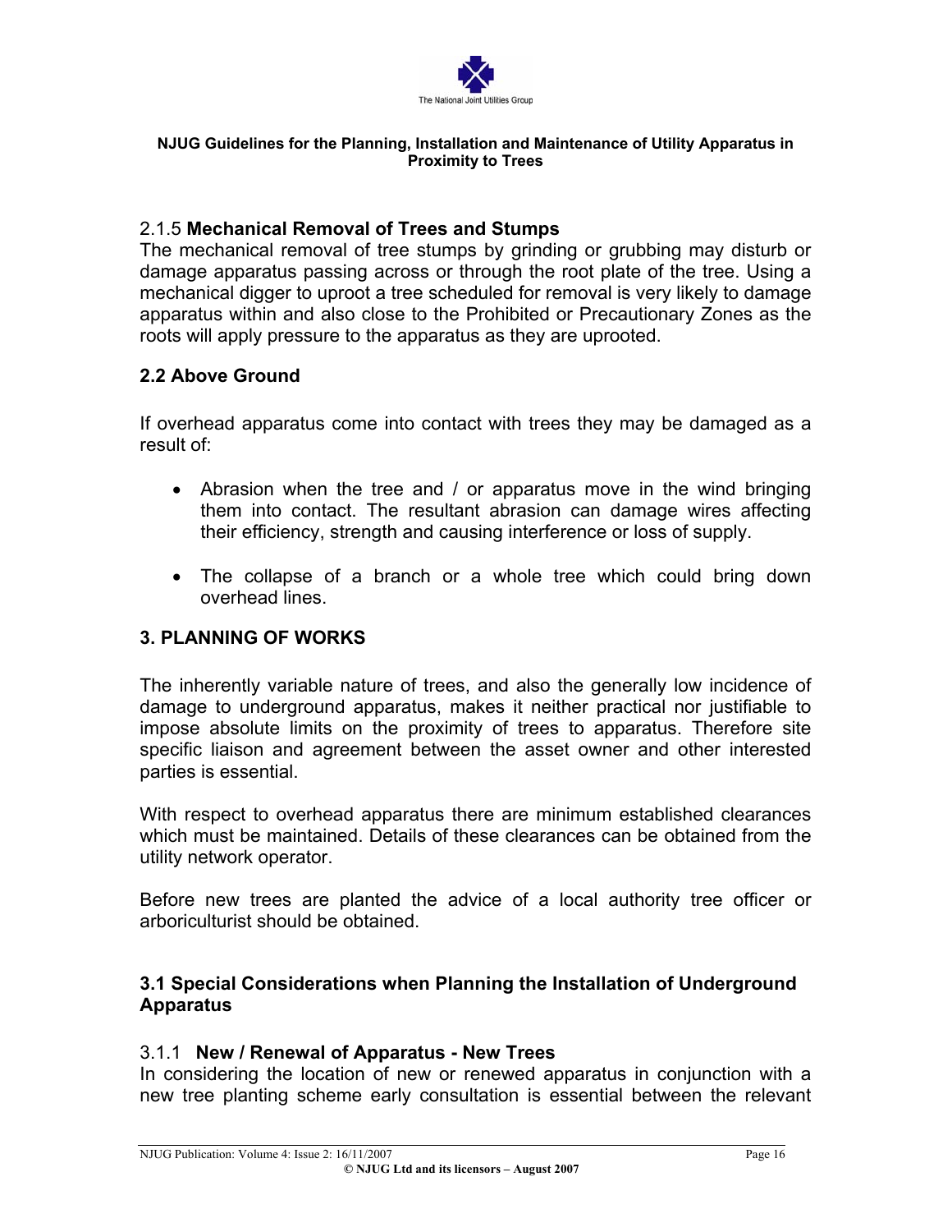#### 2.1.5 **Mechanical Removal of Trees and Stumps**

The mechanical removal of tree stumps by grinding or grubbing may disturb or damage apparatus passing across or through the root plate of the tree. Using a mechanical digger to uproot a tree scheduled for removal is very likely to damage apparatus within and also close to the Prohibited or Precautionary Zones as the roots will apply pressure to the apparatus as they are uprooted.

### 2.2 Above Ground

If overhead apparatus come into contact with trees they may be damaged as a result of:

- Abrasion when the tree and / or apparatus move in the wind bringing them into contact. The resultant abrasion can damage wires affecting their efficiency, strength and causing interference or loss of supply.
- The collapse of a branch or a whole tree which could bring down overhead lines.

## 3. PLANNING OF WORKS

The inherently variable nature of trees, and also the generally low incidence of damage to underground apparatus, makes it neither practical nor justifiable to impose absolute limits on the proximity of trees to apparatus. Therefore site specific liaison and agreement between the asset owner and other interested parties is essential.

With respect to overhead apparatus there are minimum established clearances which must be maintained. Details of these clearances can be obtained from the utility network operator.

Before new trees are planted the advice of a local authority tree officer or arboriculturist should be obtained.

### 3.1 Special Considerations when Planning the Installation of Underground Apparatus

#### 3.1.1 **New / Renewal of Apparatus - New Trees**

In considering the location of new or renewed apparatus in conjunction with a new tree planting scheme early consultation is essential between the relevant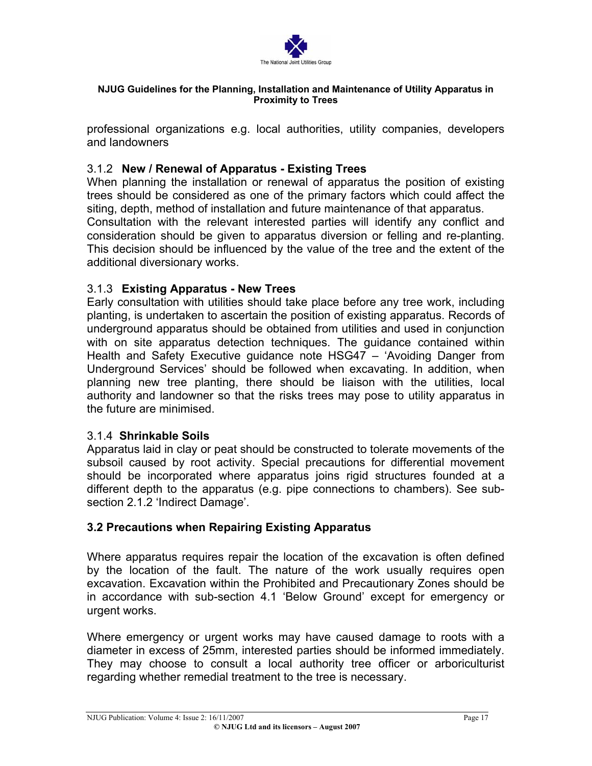professional organizations e.g. local authorities, utility companies, developers and landowners

### 3.1.2 **New / Renewal of Apparatus - Existing Trees**

When planning the installation or renewal of apparatus the position of existing trees should be considered as one of the primary factors which could affect the siting, depth, method of installation and future maintenance of that apparatus. Consultation with the relevant interested parties will identify any conflict and consideration should be given to apparatus diversion or felling and re-planting. This decision should be influenced by the value of the tree and the extent of the additional diversionary works.

### 3.1.3 **Existing Apparatus - New Trees**

Early consultation with utilities should take place before any tree work, including planting, is undertaken to ascertain the position of existing apparatus. Records of underground apparatus should be obtained from utilities and used in conjunction with on site apparatus detection techniques. The guidance contained within Health and Safety Executive guidance note HSG47 – 'Avoiding Danger from Underground Services' should be followed when excavating. In addition, when planning new tree planting, there should be liaison with the utilities, local authority and landowner so that the risks trees may pose to utility apparatus in the future are minimised.

### 3.1.4 **Shrinkable Soils**

Apparatus laid in clay or peat should be constructed to tolerate movements of the subsoil caused by root activity. Special precautions for differential movement should be incorporated where apparatus joins rigid structures founded at a different depth to the apparatus (e.g. pipe connections to chambers). See sub-section 2.1.2 'Indirect Damage'.

## 3.2 Precautions when Repairing Existing Apparatus

Where apparatus requires repair the location of the excavation is often defined by the location of the fault. The nature of the work usually requires open excavation. Excavation within the Prohibited and Precautionary Zones should be in accordance with sub-section 4.1 'Below Ground' except for emergency or urgent works.

Where emergency or urgent works may have caused damage to roots with a diameter in excess of 25mm, interested parties should be informed immediately. They may choose to consult a local authority tree officer or arboriculturist regarding whether remedial treatment to the tree is necessary.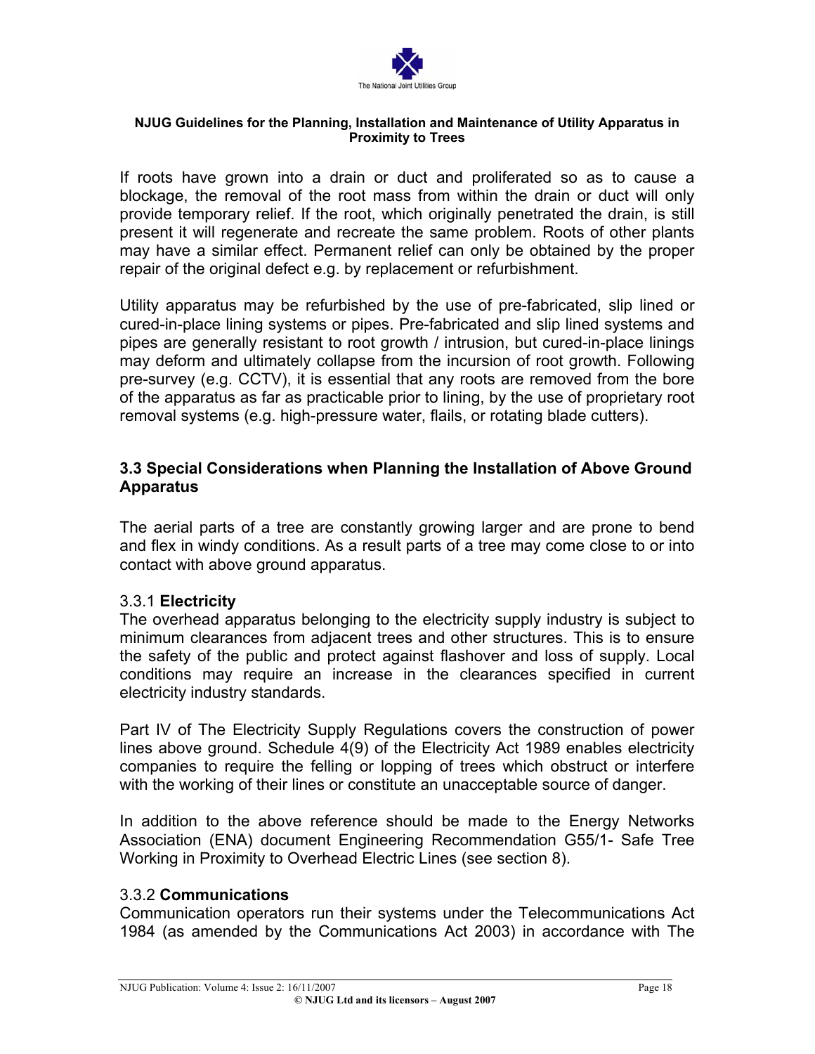If roots have grown into a drain or duct and proliferated so as to cause a blockage, the removal of the root mass from within the drain or duct will only provide temporary relief. If the root, which originally penetrated the drain, is still present it will regenerate and recreate the same problem. Roots of other plants may have a similar effect. Permanent relief can only be obtained by the proper repair of the original defect e.g. by replacement or refurbishment.

Utility apparatus may be refurbished by the use of pre-fabricated, slip lined or cured-in-place lining systems or pipes. Pre-fabricated and slip lined systems and pipes are generally resistant to root growth / intrusion, but cured-in-place linings may deform and ultimately collapse from the incursion of root growth. Following pre-survey (e.g. CCTV), it is essential that any roots are removed from the bore of the apparatus as far as practicable prior to lining, by the use of proprietary root removal systems (e.g. high-pressure water, flails, or rotating blade cutters).

### 3.3 Special Considerations when Planning the Installation of Above Ground Apparatus

The aerial parts of a tree are constantly growing larger and are prone to bend and flex in windy conditions. As a result parts of a tree may come close to or into contact with above ground apparatus.

#### 3.3.1 **Electricity**

The overhead apparatus belonging to the electricity supply industry is subject to minimum clearances from adjacent trees and other structures. This is to ensure the safety of the public and protect against flashover and loss of supply. Local conditions may require an increase in the clearances specified in current electricity industry standards.

Part IV of The Electricity Supply Regulations covers the construction of power lines above ground. Schedule 4(9) of the Electricity Act 1989 enables electricity companies to require the felling or lopping of trees which obstruct or interfere with the working of their lines or constitute an unacceptable source of danger.

In addition to the above reference should be made to the Energy Networks Association (ENA) document Engineering Recommendation G55/1- Safe Tree Working in Proximity to Overhead Electric Lines (see section 8).

#### 3.3.2 **Communications**

Communication operators run their systems under the Telecommunications Act 1984 (as amended by the Communications Act 2003) in accordance with The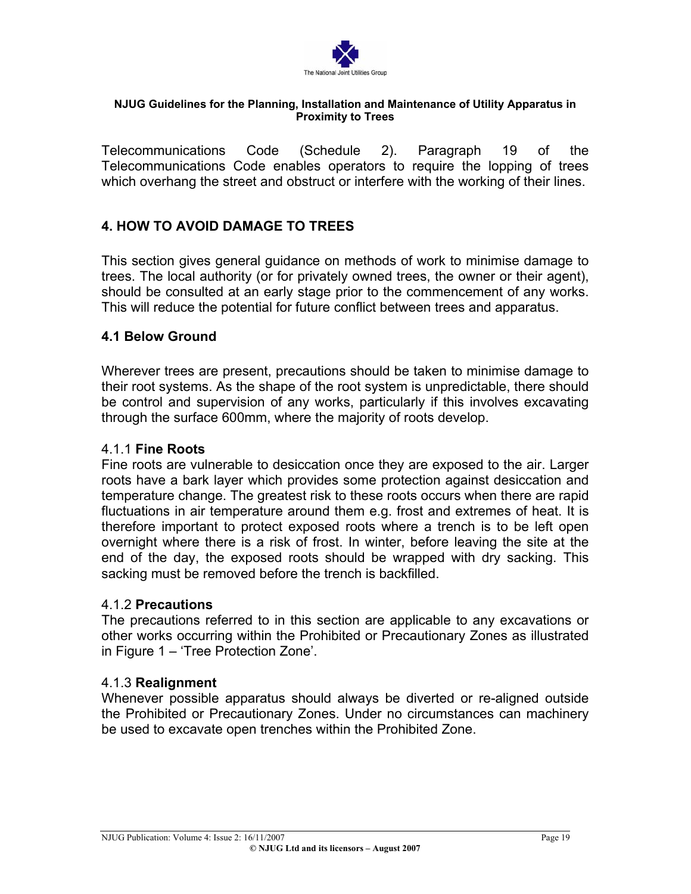Telecommunications Code (Schedule 2). Paragraph 19 of the Telecommunications Code enables operators to require the lopping of trees which overhang the street and obstruct or interfere with the working of their lines.

## 4. HOW TO AVOID DAMAGE TO TREES

This section gives general guidance on methods of work to minimise damage to trees. The local authority (or for privately owned trees, the owner or their agent), should be consulted at an early stage prior to the commencement of any works. This will reduce the potential for future conflict between trees and apparatus.

### 4.1 Below Ground

Wherever trees are present, precautions should be taken to minimise damage to their root systems. As the shape of the root system is unpredictable, there should be control and supervision of any works, particularly if this involves excavating through the surface 600mm, where the majority of roots develop.

#### 4.1.1 **Fine Roots**

Fine roots are vulnerable to desiccation once they are exposed to the air. Larger roots have a bark layer which provides some protection against desiccation and temperature change. The greatest risk to these roots occurs when there are rapid fluctuations in air temperature around them e.g. frost and extremes of heat. It is therefore important to protect exposed roots where a trench is to be left open overnight where there is a risk of frost. In winter, before leaving the site at the end of the day, the exposed roots should be wrapped with dry sacking. This sacking must be removed before the trench is backfilled.

#### 4.1.2 **Precautions**

The precautions referred to in this section are applicable to any excavations or other works occurring within the Prohibited or Precautionary Zones as illustrated in Figure 1 – 'Tree Protection Zone'.

#### 4.1.3 **Realignment**

Whenever possible apparatus should always be diverted or re-aligned outside the Prohibited or Precautionary Zones. Under no circumstances can machinery be used to excavate open trenches within the Prohibited Zone.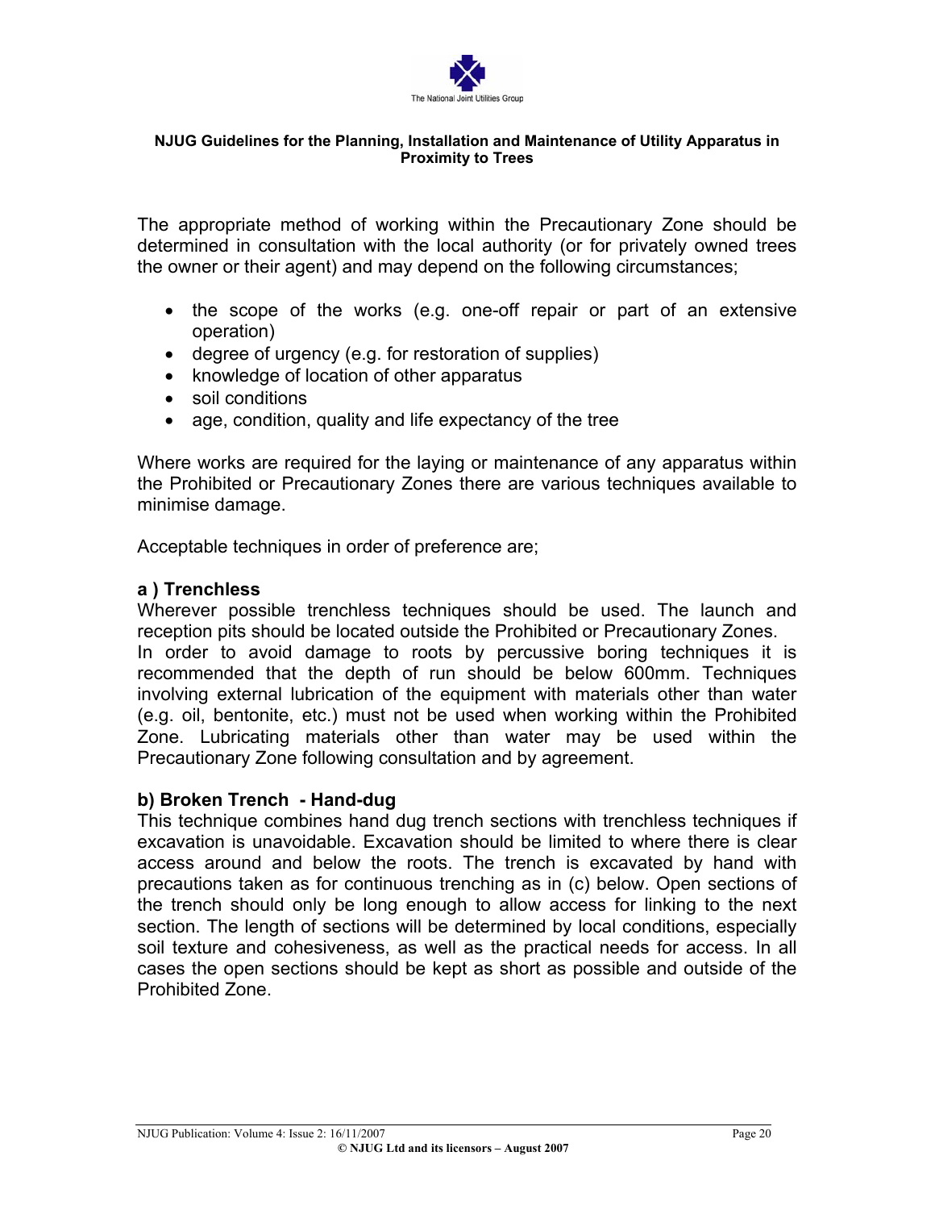The appropriate method of working within the Precautionary Zone should be determined in consultation with the local authority (or for privately owned trees the owner or their agent) and may depend on the following circumstances;

- the scope of the works (e.g. one-off repair or part of an extensive operation)
- degree of urgency (e.g. for restoration of supplies)
- knowledge of location of other apparatus
- soil conditions
- age, condition, quality and life expectancy of the tree

Where works are required for the laying or maintenance of any apparatus within the Prohibited or Precautionary Zones there are various techniques available to minimise damage.

Acceptable techniques in order of preference are;

### a ) Trenchless

Wherever possible trenchless techniques should be used. The launch and reception pits should be located outside the Prohibited or Precautionary Zones. In order to avoid damage to roots by percussive boring techniques it is recommended that the depth of run should be below 600mm. Techniques involving external lubrication of the equipment with materials other than water (e.g. oil, bentonite, etc.) must not be used when working within the Prohibited Zone. Lubricating materials other than water may be used within the Precautionary Zone following consultation and by agreement.

### b) Broken Trench - Hand-dug

This technique combines hand dug trench sections with trenchless techniques if excavation is unavoidable. Excavation should be limited to where there is clear access around and below the roots. The trench is excavated by hand with precautions taken as for continuous trenching as in (c) below. Open sections of the trench should only be long enough to allow access for linking to the next section. The length of sections will be determined by local conditions, especially soil texture and cohesiveness, as well as the practical needs for access. In all cases the open sections should be kept as short as possible and outside of the Prohibited Zone.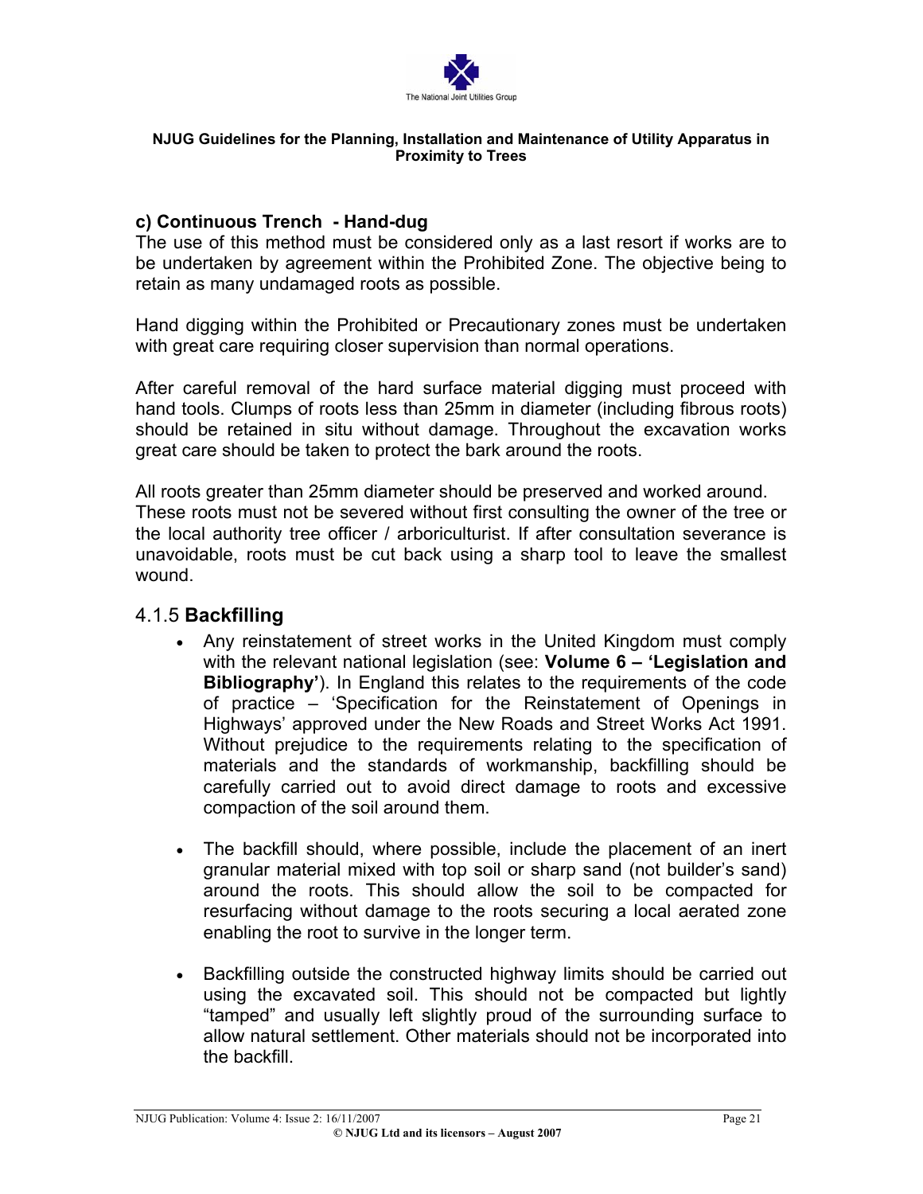### c) Continuous Trench - Hand-dug

The use of this method must be considered only as a last resort if works are to be undertaken by agreement within the Prohibited Zone. The objective being to retain as many undamaged roots as possible.

Hand digging within the Prohibited or Precautionary zones must be undertaken with great care requiring closer supervision than normal operations.

After careful removal of the hard surface material digging must proceed with hand tools. Clumps of roots less than 25mm in diameter (including fibrous roots) should be retained in situ without damage. Throughout the excavation works great care should be taken to protect the bark around the roots.

All roots greater than 25mm diameter should be preserved and worked around. These roots must not be severed without first consulting the owner of the tree or the local authority tree officer / arboriculturist. If after consultation severance is unavoidable, roots must be cut back using a sharp tool to leave the smallest wound.

## 4.1.5 **Backfilling**

- Any reinstatement of street works in the United Kingdom must comply with the relevant national legislation (see: **Volume 6 – 'Legislation and Bibliography'**). In England this relates to the requirements of the code of practice – 'Specification for the Reinstatement of Openings in Highways' approved under the New Roads and Street Works Act 1991. Without prejudice to the requirements relating to the specification of materials and the standards of workmanship, backfilling should be carefully carried out to avoid direct damage to roots and excessive compaction of the soil around them.

- The backfill should, where possible, include the placement of an inert granular material mixed with top soil or sharp sand (not builder's sand) around the roots. This should allow the soil to be compacted for resurfacing without damage to the roots securing a local aerated zone enabling the root to survive in the longer term.

- Backfilling outside the constructed highway limits should be carried out using the excavated soil. This should not be compacted but lightly "tamped" and usually left slightly proud of the surrounding surface to allow natural settlement. Other materials should not be incorporated into the backfill.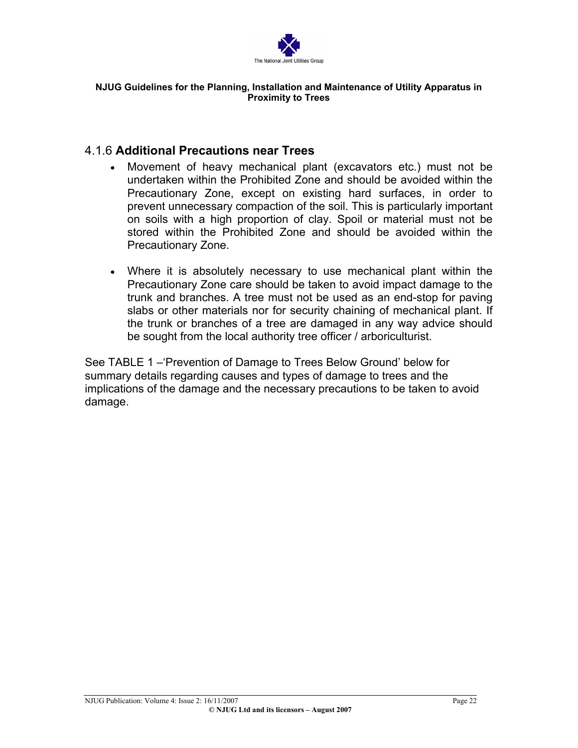### 4.1.6 **Additional Precautions near Trees**

- Movement of heavy mechanical plant (excavators etc.) must not be undertaken within the Prohibited Zone and should be avoided within the Precautionary Zone, except on existing hard surfaces, in order to prevent unnecessary compaction of the soil. This is particularly important on soils with a high proportion of clay. Spoil or material must not be stored within the Prohibited Zone and should be avoided within the Precautionary Zone.

- Where it is absolutely necessary to use mechanical plant within the Precautionary Zone care should be taken to avoid impact damage to the trunk and branches. A tree must not be used as an end-stop for paving slabs or other materials nor for security chaining of mechanical plant. If the trunk or branches of a tree are damaged in any way advice should be sought from the local authority tree officer / arboriculturist.

See TABLE 1 –'Prevention of Damage to Trees Below Ground' below for summary details regarding causes and types of damage to trees and the implications of the damage and the necessary precautions to be taken to avoid damage.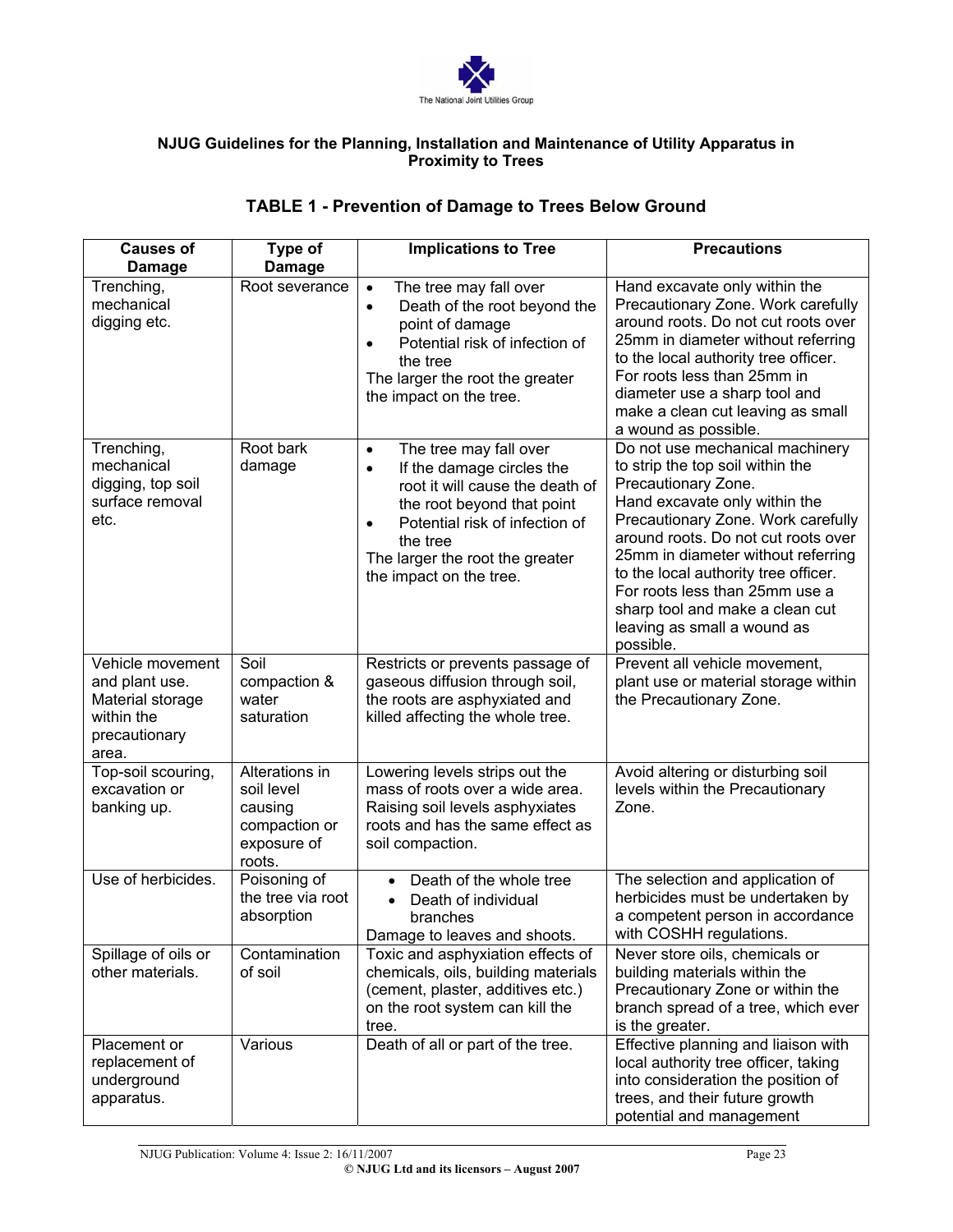The National Joint Utilities Group

**NJUG Guidelines for the Planning, Installation and Maintenance of Utility Apparatus in Proximity to Trees**

## TABLE 1 - Prevention of Damage to Trees Below Ground

| Causes of Damage | Type of Damage | Implications to Tree | Precautions |
|---|---|---|---|
| Trenching, mechanical digging etc. | Root severance | • The tree may fall over<br>• Death of the root beyond the point of damage<br>• Potential risk of infection of the tree<br>The larger the root the greater the impact on the tree. | Hand excavate only within the Precautionary Zone. Work carefully around roots. Do not cut roots over 25mm in diameter without referring to the local authority tree officer. For roots less than 25mm in diameter use a sharp tool and make a clean cut leaving as small a wound as possible. |
| Trenching, mechanical digging, top soil surface removal etc. | Root bark damage | • The tree may fall over<br>• If the damage circles the root it will cause the death of the root beyond that point<br>• Potential risk of infection of the tree<br>The larger the root the greater the impact on the tree. | Do not use mechanical machinery to strip the top soil within the Precautionary Zone.<br>Hand excavate only within the Precautionary Zone. Work carefully around roots. Do not cut roots over 25mm in diameter without referring to the local authority tree officer. For roots less than 25mm use a sharp tool and make a clean cut leaving as small a wound as possible. |
| Vehicle movement and plant use. Material storage within the precautionary area. | Soil compaction & water saturation | Restricts or prevents passage of gaseous diffusion through soil, the roots are asphyxiated and killed affecting the whole tree. | Prevent all vehicle movement, plant use or material storage within the Precautionary Zone. |
| Top-soil scouring, excavation or banking up. | Alterations in soil level causing compaction or exposure of roots. | Lowering levels strips out the mass of roots over a wide area. Raising soil levels asphyxiates roots and has the same effect as soil compaction. | Avoid altering or disturbing soil levels within the Precautionary Zone. |
| Use of herbicides. | Poisoning of the tree via root absorption | • Death of the whole tree<br>• Death of individual branches<br>Damage to leaves and shoots. | The selection and application of herbicides must be undertaken by a competent person in accordance with COSHH regulations. |
| Spillage of oils or other materials. | Contamination of soil | Toxic and asphyxiation effects of chemicals, oils, building materials (cement, plaster, additives etc.) on the root system can kill the tree. | Never store oils, chemicals or building materials within the Precautionary Zone or within the branch spread of a tree, which ever is the greater. |
| Placement or replacement of underground apparatus. | Various | Death of all or part of the tree. | Effective planning and liaison with local authority tree officer, taking into consideration the position of trees, and their future growth potential and management |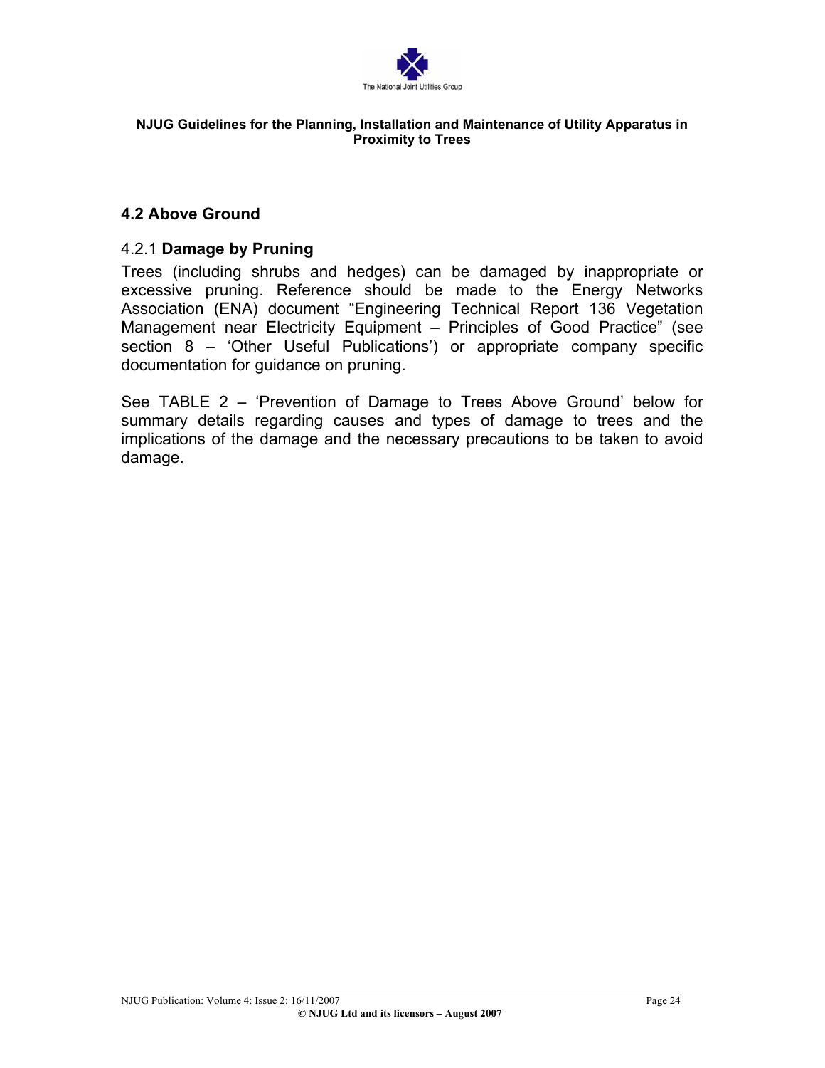## 4.2 Above Ground

### 4.2.1 **Damage by Pruning**

Trees (including shrubs and hedges) can be damaged by inappropriate or excessive pruning. Reference should be made to the Energy Networks Association (ENA) document "Engineering Technical Report 136 Vegetation Management near Electricity Equipment – Principles of Good Practice" (see section 8 – 'Other Useful Publications') or appropriate company specific documentation for guidance on pruning.

See TABLE 2 – 'Prevention of Damage to Trees Above Ground' below for summary details regarding causes and types of damage to trees and the implications of the damage and the necessary precautions to be taken to avoid damage.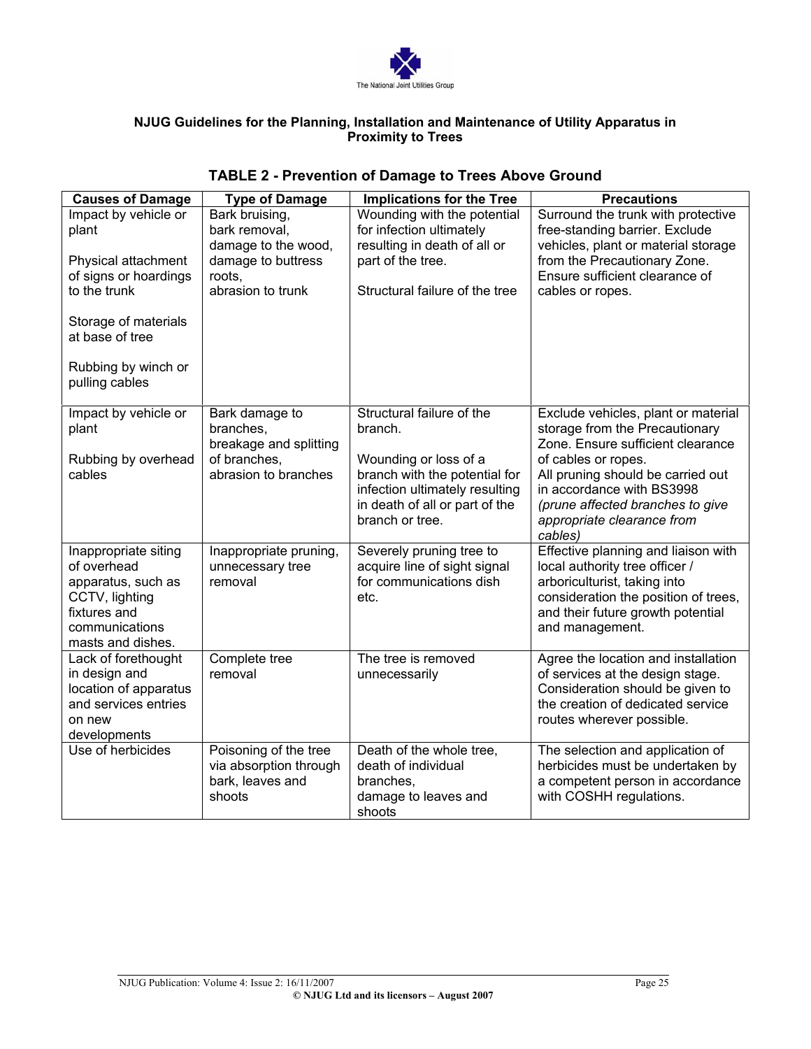**NJUG Guidelines for the Planning, Installation and Maintenance of Utility Apparatus in Proximity to Trees**

## TABLE 2 - Prevention of Damage to Trees Above Ground

| Causes of Damage | Type of Damage | Implications for the Tree | Precautions |
|---|---|---|---|
| Impact by vehicle or plant<br><br>Physical attachment of signs or hoardings to the trunk<br><br>Storage of materials at base of tree<br><br>Rubbing by winch or pulling cables | Bark bruising,<br>bark removal,<br>damage to the wood,<br>damage to buttress roots,<br>abrasion to trunk | Wounding with the potential for infection ultimately resulting in death of all or part of the tree.<br><br>Structural failure of the tree | Surround the trunk with protective free-standing barrier. Exclude vehicles, plant or material storage from the Precautionary Zone. Ensure sufficient clearance of cables or ropes. |
| Impact by vehicle or plant<br><br>Rubbing by overhead cables | Bark damage to branches,<br>breakage and splitting of branches,<br>abrasion to branches | Structural failure of the branch.<br><br>Wounding or loss of a branch with the potential for infection ultimately resulting in death of all or part of the branch or tree. | Exclude vehicles, plant or material storage from the Precautionary Zone. Ensure sufficient clearance of cables or ropes.<br>All pruning should be carried out in accordance with BS3998 *(prune affected branches to give appropriate clearance from cables)* |
| Inappropriate siting of overhead apparatus, such as CCTV, lighting fixtures and communications masts and dishes. | Inappropriate pruning, unnecessary tree removal | Severely pruning tree to acquire line of sight signal for communications dish etc. | Effective planning and liaison with local authority tree officer / arboriculturist, taking into consideration the position of trees, and their future growth potential and management. |
| Lack of forethought in design and location of apparatus and services entries on new developments | Complete tree removal | The tree is removed unnecessarily | Agree the location and installation of services at the design stage. Consideration should be given to the creation of dedicated service routes wherever possible. |
| Use of herbicides | Poisoning of the tree via absorption through bark, leaves and shoots | Death of the whole tree,<br>death of individual branches,<br>damage to leaves and shoots | The selection and application of herbicides must be undertaken by a competent person in accordance with COSHH regulations. |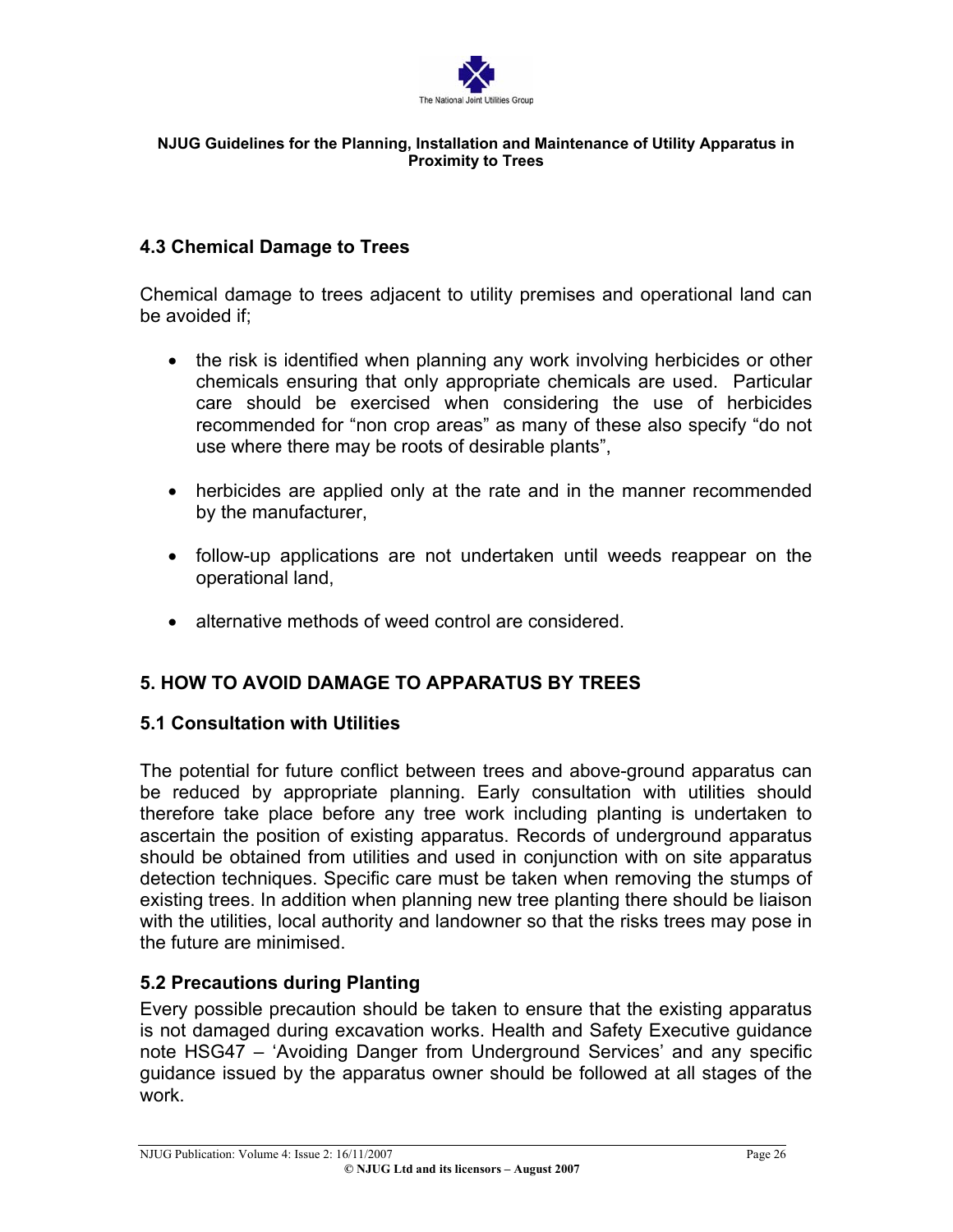## 4.3 Chemical Damage to Trees

Chemical damage to trees adjacent to utility premises and operational land can be avoided if;

- the risk is identified when planning any work involving herbicides or other chemicals ensuring that only appropriate chemicals are used. Particular care should be exercised when considering the use of herbicides recommended for "non crop areas" as many of these also specify "do not use where there may be roots of desirable plants",
- herbicides are applied only at the rate and in the manner recommended by the manufacturer,
- follow-up applications are not undertaken until weeds reappear on the operational land,
- alternative methods of weed control are considered.

# 5. HOW TO AVOID DAMAGE TO APPARATUS BY TREES

## 5.1 Consultation with Utilities

The potential for future conflict between trees and above-ground apparatus can be reduced by appropriate planning. Early consultation with utilities should therefore take place before any tree work including planting is undertaken to ascertain the position of existing apparatus. Records of underground apparatus should be obtained from utilities and used in conjunction with on site apparatus detection techniques. Specific care must be taken when removing the stumps of existing trees. In addition when planning new tree planting there should be liaison with the utilities, local authority and landowner so that the risks trees may pose in the future are minimised.

## 5.2 Precautions during Planting

Every possible precaution should be taken to ensure that the existing apparatus is not damaged during excavation works. Health and Safety Executive guidance note HSG47 – 'Avoiding Danger from Underground Services' and any specific guidance issued by the apparatus owner should be followed at all stages of the work.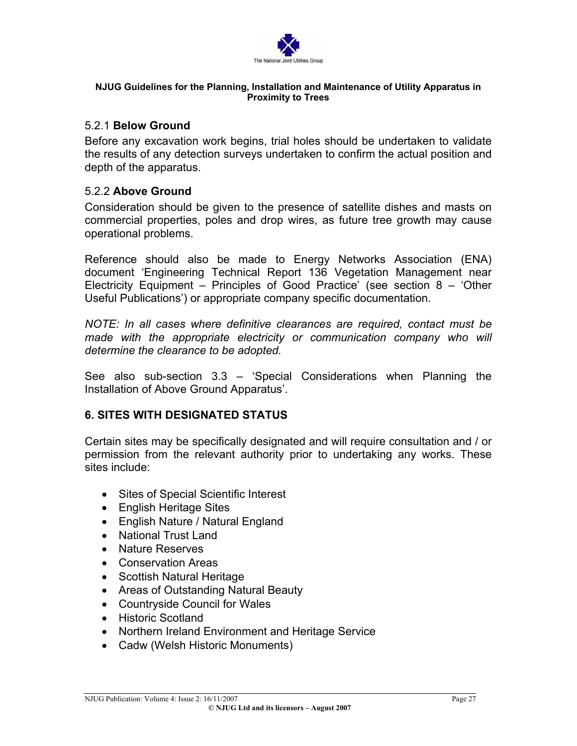### 5.2.1 **Below Ground**

Before any excavation work begins, trial holes should be undertaken to validate the results of any detection surveys undertaken to confirm the actual position and depth of the apparatus.

### 5.2.2 **Above Ground**

Consideration should be given to the presence of satellite dishes and masts on commercial properties, poles and drop wires, as future tree growth may cause operational problems.

Reference should also be made to Energy Networks Association (ENA) document 'Engineering Technical Report 136 Vegetation Management near Electricity Equipment – Principles of Good Practice' (see section 8 – 'Other Useful Publications') or appropriate company specific documentation.

*NOTE: In all cases where definitive clearances are required, contact must be made with the appropriate electricity or communication company who will determine the clearance to be adopted.*

See also sub-section 3.3 – 'Special Considerations when Planning the Installation of Above Ground Apparatus'.

## 6. SITES WITH DESIGNATED STATUS

Certain sites may be specifically designated and will require consultation and / or permission from the relevant authority prior to undertaking any works. These sites include:

- Sites of Special Scientific Interest
- English Heritage Sites
- English Nature / Natural England
- National Trust Land
- Nature Reserves
- Conservation Areas
- Scottish Natural Heritage
- Areas of Outstanding Natural Beauty
- Countryside Council for Wales
- Historic Scotland
- Northern Ireland Environment and Heritage Service
- Cadw (Welsh Historic Monuments)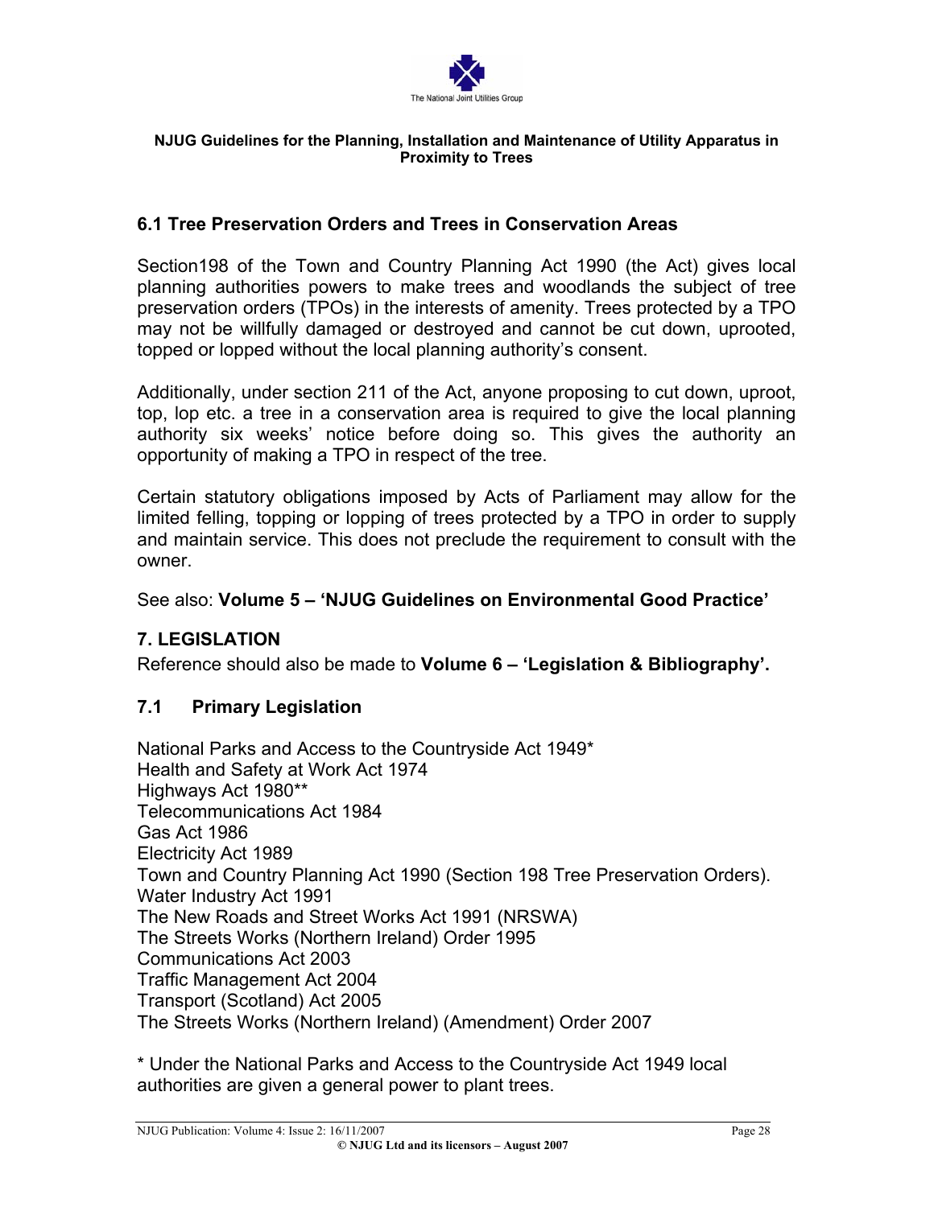## 6.1 Tree Preservation Orders and Trees in Conservation Areas

Section198 of the Town and Country Planning Act 1990 (the Act) gives local planning authorities powers to make trees and woodlands the subject of tree preservation orders (TPOs) in the interests of amenity. Trees protected by a TPO may not be willfully damaged or destroyed and cannot be cut down, uprooted, topped or lopped without the local planning authority's consent.

Additionally, under section 211 of the Act, anyone proposing to cut down, uproot, top, lop etc. a tree in a conservation area is required to give the local planning authority six weeks' notice before doing so. This gives the authority an opportunity of making a TPO in respect of the tree.

Certain statutory obligations imposed by Acts of Parliament may allow for the limited felling, topping or lopping of trees protected by a TPO in order to supply and maintain service. This does not preclude the requirement to consult with the owner.

See also: **Volume 5 – 'NJUG Guidelines on Environmental Good Practice'**

## 7. LEGISLATION

Reference should also be made to **Volume 6 – 'Legislation & Bibliography'.**

### 7.1 Primary Legislation

National Parks and Access to the Countryside Act 1949*
Health and Safety at Work Act 1974
Highways Act 1980**
Telecommunications Act 1984
Gas Act 1986
Electricity Act 1989
Town and Country Planning Act 1990 (Section 198 Tree Preservation Orders).
Water Industry Act 1991
The New Roads and Street Works Act 1991 (NRSWA)
The Streets Works (Northern Ireland) Order 1995
Communications Act 2003
Traffic Management Act 2004
Transport (Scotland) Act 2005
The Streets Works (Northern Ireland) (Amendment) Order 2007

* Under the National Parks and Access to the Countryside Act 1949 local authorities are given a general power to plant trees.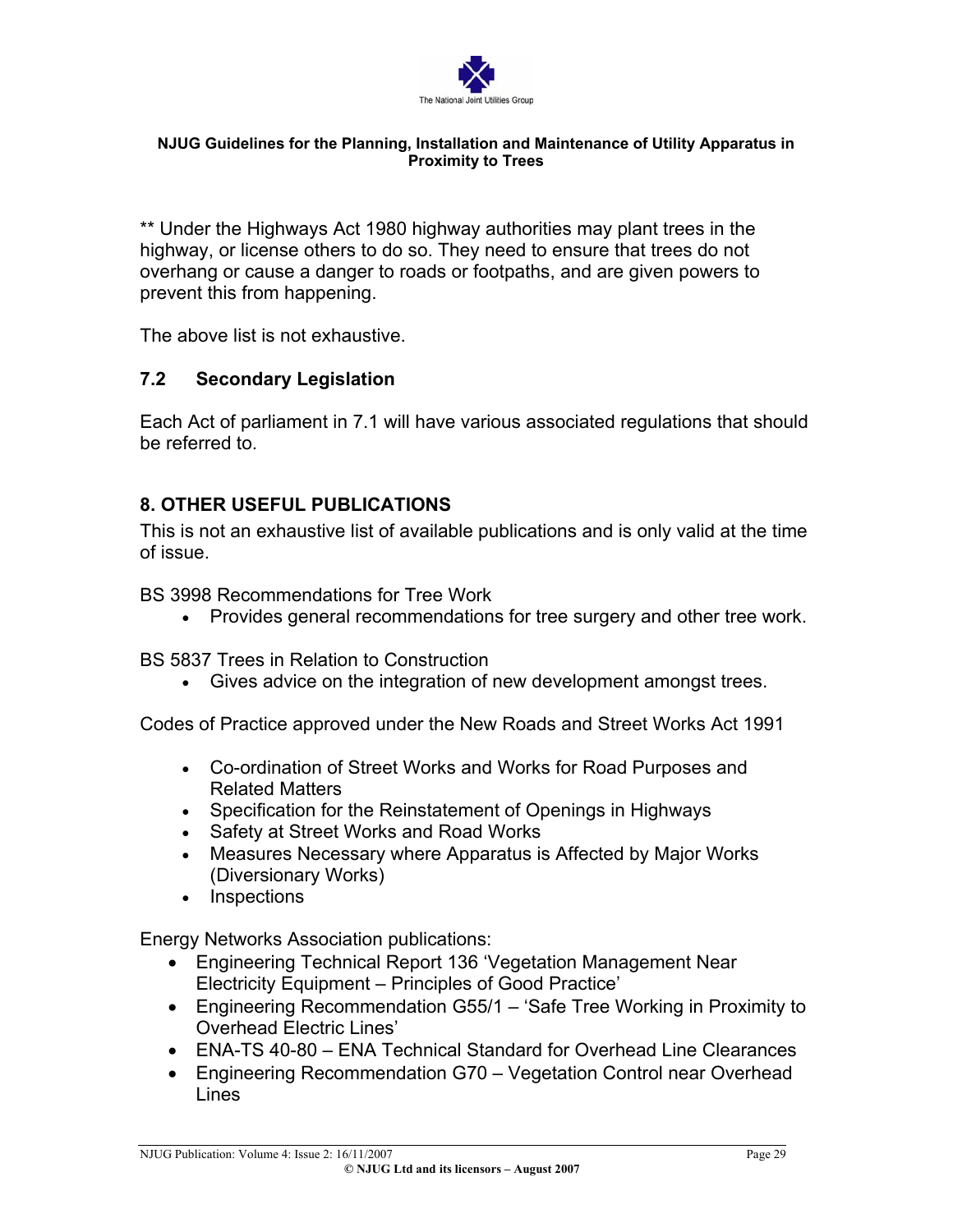** Under the Highways Act 1980 highway authorities may plant trees in the highway, or license others to do so. They need to ensure that trees do not overhang or cause a danger to roads or footpaths, and are given powers to prevent this from happening.

The above list is not exhaustive.

### 7.2 Secondary Legislation

Each Act of parliament in 7.1 will have various associated regulations that should be referred to.

## 8. OTHER USEFUL PUBLICATIONS

This is not an exhaustive list of available publications and is only valid at the time of issue.

BS 3998 Recommendations for Tree Work

- Provides general recommendations for tree surgery and other tree work.

BS 5837 Trees in Relation to Construction

- Gives advice on the integration of new development amongst trees.

Codes of Practice approved under the New Roads and Street Works Act 1991

- Co-ordination of Street Works and Works for Road Purposes and Related Matters
- Specification for the Reinstatement of Openings in Highways
- Safety at Street Works and Road Works
- Measures Necessary where Apparatus is Affected by Major Works (Diversionary Works)
- Inspections

Energy Networks Association publications:

- Engineering Technical Report 136 'Vegetation Management Near Electricity Equipment – Principles of Good Practice'
- Engineering Recommendation G55/1 – 'Safe Tree Working in Proximity to Overhead Electric Lines'
- ENA-TS 40-80 – ENA Technical Standard for Overhead Line Clearances
- Engineering Recommendation G70 – Vegetation Control near Overhead Lines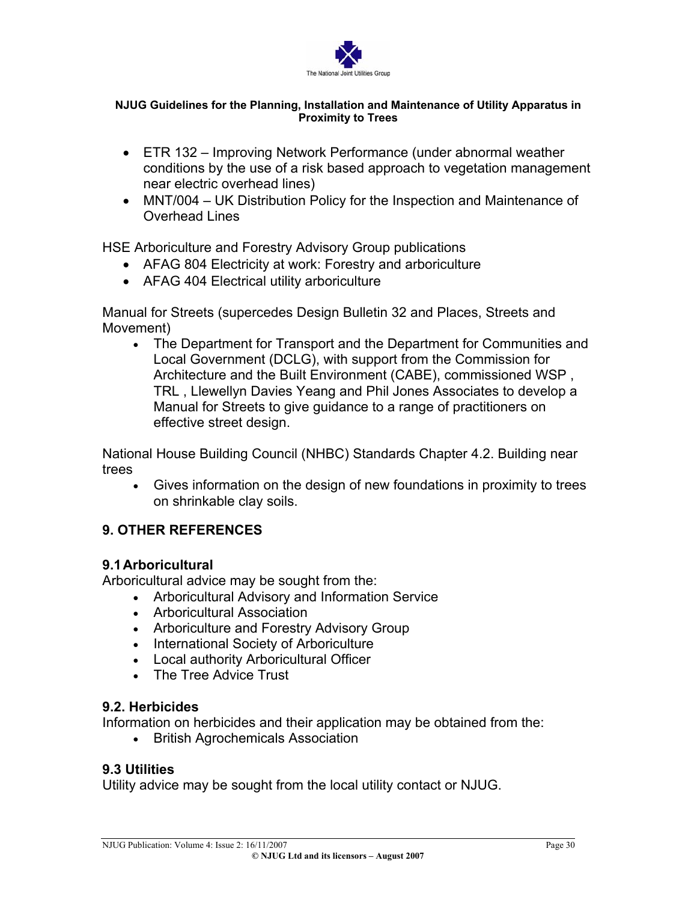- ETR 132 – Improving Network Performance (under abnormal weather conditions by the use of a risk based approach to vegetation management near electric overhead lines)
- MNT/004 – UK Distribution Policy for the Inspection and Maintenance of Overhead Lines

HSE Arboriculture and Forestry Advisory Group publications

- AFAG 804 Electricity at work: Forestry and arboriculture
- AFAG 404 Electrical utility arboriculture

Manual for Streets (supercedes Design Bulletin 32 and Places, Streets and Movement)

- The Department for Transport and the Department for Communities and Local Government (DCLG), with support from the Commission for Architecture and the Built Environment (CABE), commissioned WSP , TRL , Llewellyn Davies Yeang and Phil Jones Associates to develop a Manual for Streets to give guidance to a range of practitioners on effective street design.

National House Building Council (NHBC) Standards Chapter 4.2. Building near trees

- Gives information on the design of new foundations in proximity to trees on shrinkable clay soils.

## 9. OTHER REFERENCES

### 9.1 Arboricultural

Arboricultural advice may be sought from the:

- Arboricultural Advisory and Information Service
- Arboricultural Association
- Arboriculture and Forestry Advisory Group
- International Society of Arboriculture
- Local authority Arboricultural Officer
- The Tree Advice Trust

### 9.2. Herbicides

Information on herbicides and their application may be obtained from the:

- British Agrochemicals Association

### 9.3 Utilities

Utility advice may be sought from the local utility contact or NJUG.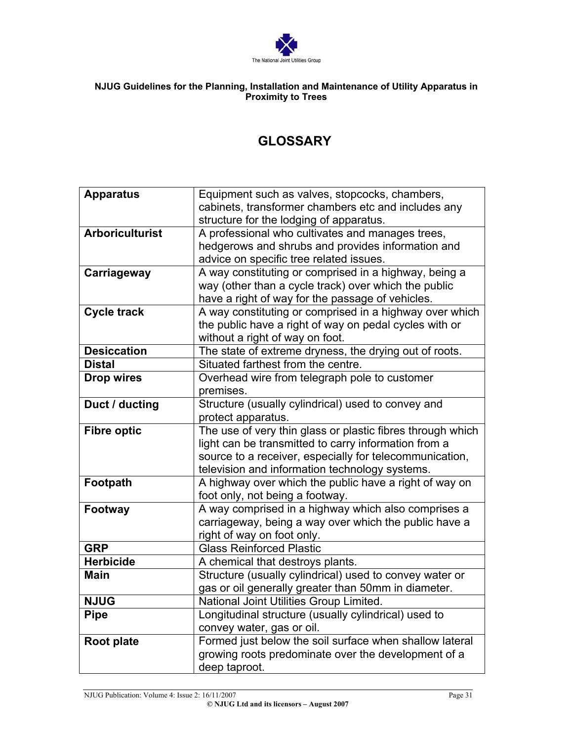**NJUG Guidelines for the Planning, Installation and Maintenance of Utility Apparatus in Proximity to Trees**

# GLOSSARY

| | |
|---|---|
| **Apparatus** | Equipment such as valves, stopcocks, chambers, cabinets, transformer chambers etc and includes any structure for the lodging of apparatus. |
| **Arboriculturist** | A professional who cultivates and manages trees, hedgerows and shrubs and provides information and advice on specific tree related issues. |
| **Carriageway** | A way constituting or comprised in a highway, being a way (other than a cycle track) over which the public have a right of way for the passage of vehicles. |
| **Cycle track** | A way constituting or comprised in a highway over which the public have a right of way on pedal cycles with or without a right of way on foot. |
| **Desiccation** | The state of extreme dryness, the drying out of roots. |
| **Distal** | Situated farthest from the centre. |
| **Drop wires** | Overhead wire from telegraph pole to customer premises. |
| **Duct / ducting** | Structure (usually cylindrical) used to convey and protect apparatus. |
| **Fibre optic** | The use of very thin glass or plastic fibres through which light can be transmitted to carry information from a source to a receiver, especially for telecommunication, television and information technology systems. |
| **Footpath** | A highway over which the public have a right of way on foot only, not being a footway. |
| **Footway** | A way comprised in a highway which also comprises a carriageway, being a way over which the public have a right of way on foot only. |
| **GRP** | Glass Reinforced Plastic |
| **Herbicide** | A chemical that destroys plants. |
| **Main** | Structure (usually cylindrical) used to convey water or gas or oil generally greater than 50mm in diameter. |
| **NJUG** | National Joint Utilities Group Limited. |
| **Pipe** | Longitudinal structure (usually cylindrical) used to convey water, gas or oil. |
| **Root plate** | Formed just below the soil surface when shallow lateral growing roots predominate over the development of a deep taproot. |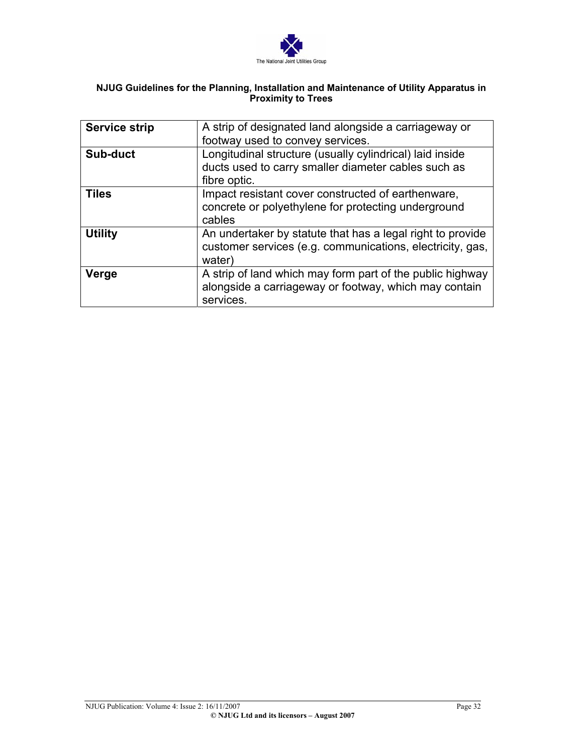| **Service strip** | A strip of designated land alongside a carriageway or footway used to convey services. |
|---|---|
| **Sub-duct** | Longitudinal structure (usually cylindrical) laid inside ducts used to carry smaller diameter cables such as fibre optic. |
| **Tiles** | Impact resistant cover constructed of earthenware, concrete or polyethylene for protecting underground cables |
| **Utility** | An undertaker by statute that has a legal right to provide customer services (e.g. communications, electricity, gas, water) |
| **Verge** | A strip of land which may form part of the public highway alongside a carriageway or footway, which may contain services. |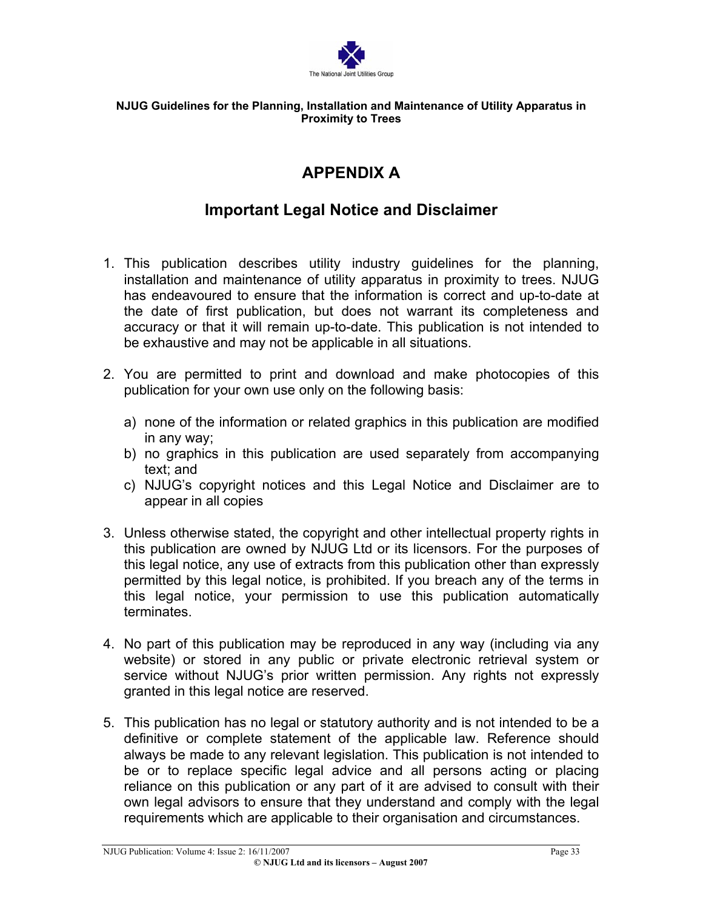# APPENDIX A

## Important Legal Notice and Disclaimer

1. This publication describes utility industry guidelines for the planning, installation and maintenance of utility apparatus in proximity to trees. NJUG has endeavoured to ensure that the information is correct and up-to-date at the date of first publication, but does not warrant its completeness and accuracy or that it will remain up-to-date. This publication is not intended to be exhaustive and may not be applicable in all situations.

2. You are permitted to print and download and make photocopies of this publication for your own use only on the following basis:

   a) none of the information or related graphics in this publication are modified in any way;
   b) no graphics in this publication are used separately from accompanying text; and
   c) NJUG's copyright notices and this Legal Notice and Disclaimer are to appear in all copies

3. Unless otherwise stated, the copyright and other intellectual property rights in this publication are owned by NJUG Ltd or its licensors. For the purposes of this legal notice, any use of extracts from this publication other than expressly permitted by this legal notice, is prohibited. If you breach any of the terms in this legal notice, your permission to use this publication automatically terminates.

4. No part of this publication may be reproduced in any way (including via any website) or stored in any public or private electronic retrieval system or service without NJUG's prior written permission. Any rights not expressly granted in this legal notice are reserved.

5. This publication has no legal or statutory authority and is not intended to be a definitive or complete statement of the applicable law. Reference should always be made to any relevant legislation. This publication is not intended to be or to replace specific legal advice and all persons acting or placing reliance on this publication or any part of it are advised to consult with their own legal advisors to ensure that they understand and comply with the legal requirements which are applicable to their organisation and circumstances.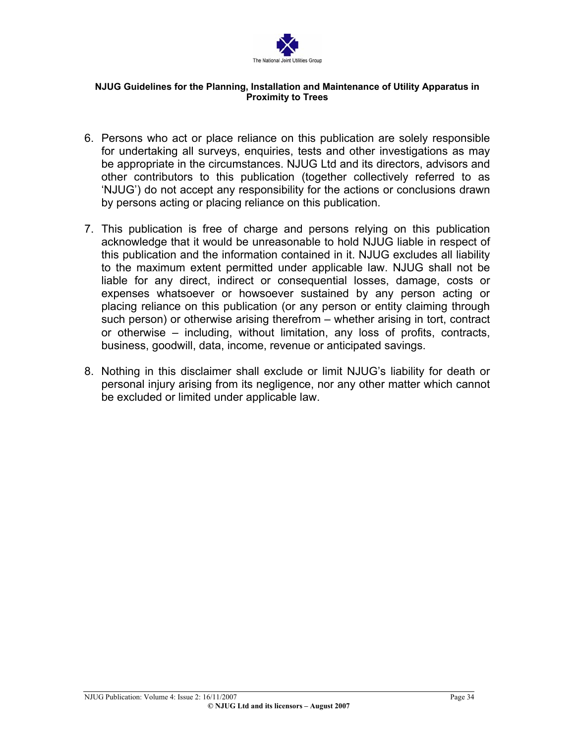6. Persons who act or place reliance on this publication are solely responsible for undertaking all surveys, enquiries, tests and other investigations as may be appropriate in the circumstances. NJUG Ltd and its directors, advisors and other contributors to this publication (together collectively referred to as 'NJUG') do not accept any responsibility for the actions or conclusions drawn by persons acting or placing reliance on this publication.

7. This publication is free of charge and persons relying on this publication acknowledge that it would be unreasonable to hold NJUG liable in respect of this publication and the information contained in it. NJUG excludes all liability to the maximum extent permitted under applicable law. NJUG shall not be liable for any direct, indirect or consequential losses, damage, costs or expenses whatsoever or howsoever sustained by any person acting or placing reliance on this publication (or any person or entity claiming through such person) or otherwise arising therefrom – whether arising in tort, contract or otherwise – including, without limitation, any loss of profits, contracts, business, goodwill, data, income, revenue or anticipated savings.

8. Nothing in this disclaimer shall exclude or limit NJUG's liability for death or personal injury arising from its negligence, nor any other matter which cannot be excluded or limited under applicable law.